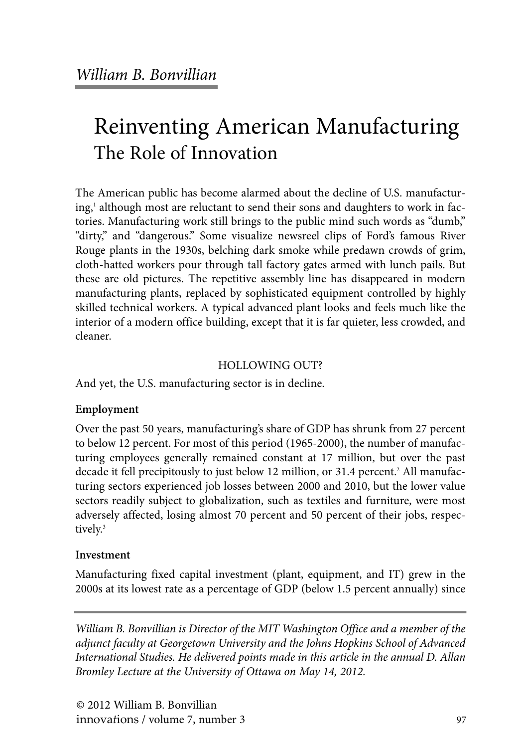*William B. Bonvillian*

# Reinventing American Manufacturing
## The Role of Innovation

The American public has become alarmed about the decline of U.S. manufacturing,[1] although most are reluctant to send their sons and daughters to work in factories. Manufacturing work still brings to the public mind such words as "dumb," "dirty," and "dangerous." Some visualize newsreel clips of Ford's famous River Rouge plants in the 1930s, belching dark smoke while predawn crowds of grim, cloth-hatted workers pour through tall factory gates armed with lunch pails. But these are old pictures. The repetitive assembly line has disappeared in modern manufacturing plants, replaced by sophisticated equipment controlled by highly skilled technical workers. A typical advanced plant looks and feels much like the interior of a modern office building, except that it is far quieter, less crowded, and cleaner.

### HOLLOWING OUT?

And yet, the U.S. manufacturing sector is in decline.

**Employment**

Over the past 50 years, manufacturing's share of GDP has shrunk from 27 percent to below 12 percent. For most of this period (1965-2000), the number of manufacturing employees generally remained constant at 17 million, but over the past decade it fell precipitously to just below 12 million, or 31.4 percent.[2] All manufacturing sectors experienced job losses between 2000 and 2010, but the lower value sectors readily subject to globalization, such as textiles and furniture, were most adversely affected, losing almost 70 percent and 50 percent of their jobs, respectively.[3]

**Investment**

Manufacturing fixed capital investment (plant, equipment, and IT) grew in the 2000s at its lowest rate as a percentage of GDP (below 1.5 percent annually) since

---

*William B. Bonvillian is Director of the MIT Washington Office and a member of the adjunct faculty at Georgetown University and the Johns Hopkins School of Advanced International Studies. He delivered points made in this article in the annual D. Allan Bromley Lecture at the University of Ottawa on May 14, 2012.*

© 2012 William B. Bonvillian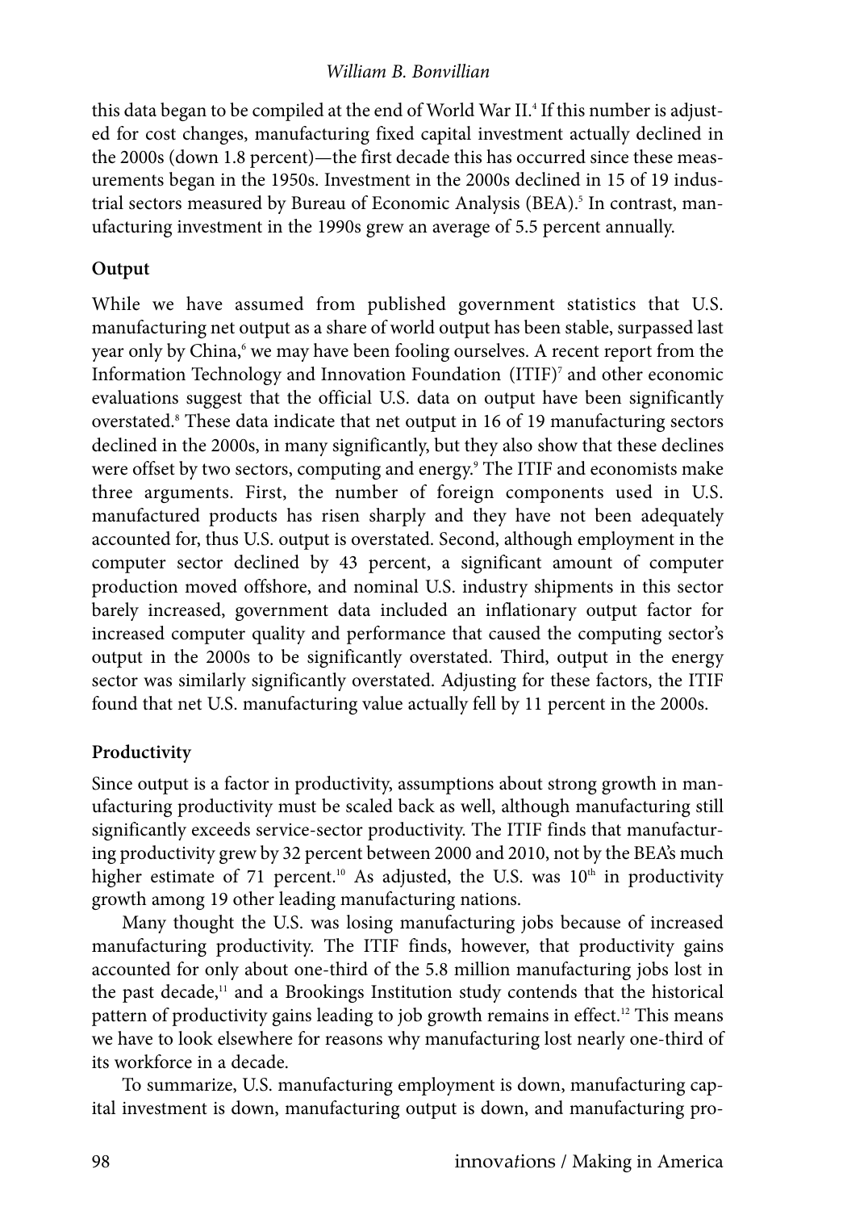this data began to be compiled at the end of World War II.[4] If this number is adjusted for cost changes, manufacturing fixed capital investment actually declined in the 2000s (down 1.8 percent)—the first decade this has occurred since these measurements began in the 1950s. Investment in the 2000s declined in 15 of 19 industrial sectors measured by Bureau of Economic Analysis (BEA).[5] In contrast, manufacturing investment in the 1990s grew an average of 5.5 percent annually.

**Output**

While we have assumed from published government statistics that U.S. manufacturing net output as a share of world output has been stable, surpassed last year only by China,[6] we may have been fooling ourselves. A recent report from the Information Technology and Innovation Foundation (ITIF)[7] and other economic evaluations suggest that the official U.S. data on output have been significantly overstated.[8] These data indicate that net output in 16 of 19 manufacturing sectors declined in the 2000s, in many significantly, but they also show that these declines were offset by two sectors, computing and energy.[9] The ITIF and economists make three arguments. First, the number of foreign components used in U.S. manufactured products has risen sharply and they have not been adequately accounted for, thus U.S. output is overstated. Second, although employment in the computer sector declined by 43 percent, a significant amount of computer production moved offshore, and nominal U.S. industry shipments in this sector barely increased, government data included an inflationary output factor for increased computer quality and performance that caused the computing sector's output in the 2000s to be significantly overstated. Third, output in the energy sector was similarly significantly overstated. Adjusting for these factors, the ITIF found that net U.S. manufacturing value actually fell by 11 percent in the 2000s.

**Productivity**

Since output is a factor in productivity, assumptions about strong growth in manufacturing productivity must be scaled back as well, although manufacturing still significantly exceeds service-sector productivity. The ITIF finds that manufacturing productivity grew by 32 percent between 2000 and 2010, not by the BEA's much higher estimate of 71 percent.[10] As adjusted, the U.S. was 10th in productivity growth among 19 other leading manufacturing nations.

Many thought the U.S. was losing manufacturing jobs because of increased manufacturing productivity. The ITIF finds, however, that productivity gains accounted for only about one-third of the 5.8 million manufacturing jobs lost in the past decade,[11] and a Brookings Institution study contends that the historical pattern of productivity gains leading to job growth remains in effect.[12] This means we have to look elsewhere for reasons why manufacturing lost nearly one-third of its workforce in a decade.

To summarize, U.S. manufacturing employment is down, manufacturing capital investment is down, manufacturing output is down, and manufacturing pro-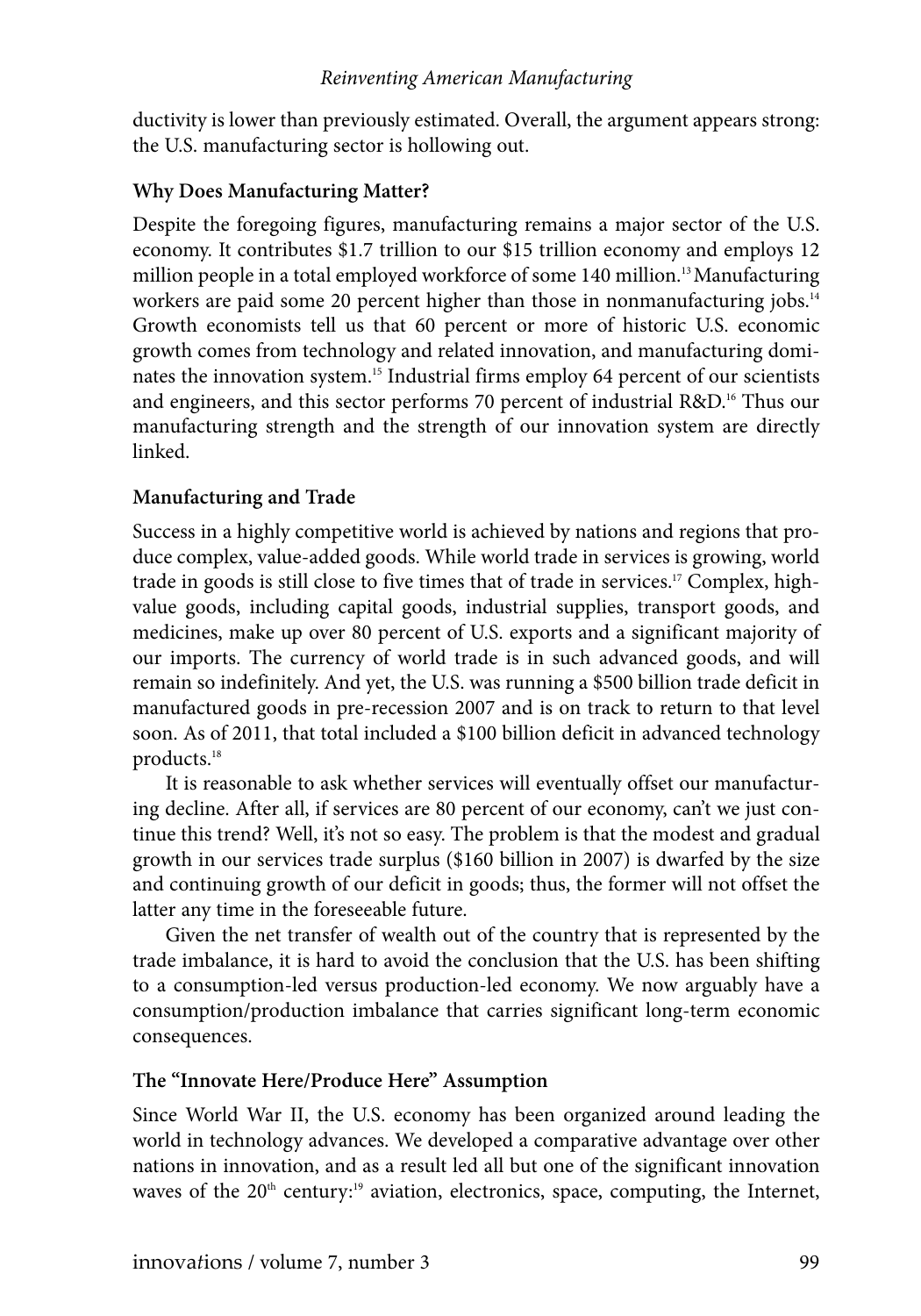ductivity is lower than previously estimated. Overall, the argument appears strong: the U.S. manufacturing sector is hollowing out.

## Why Does Manufacturing Matter?

Despite the foregoing figures, manufacturing remains a major sector of the U.S. economy. It contributes $1.7 trillion to our $15 trillion economy and employs 12 million people in a total employed workforce of some 140 million.[13] Manufacturing workers are paid some 20 percent higher than those in nonmanufacturing jobs.[14] Growth economists tell us that 60 percent or more of historic U.S. economic growth comes from technology and related innovation, and manufacturing dominates the innovation system.[15] Industrial firms employ 64 percent of our scientists and engineers, and this sector performs 70 percent of industrial R&D.[16] Thus our manufacturing strength and the strength of our innovation system are directly linked.

## Manufacturing and Trade

Success in a highly competitive world is achieved by nations and regions that produce complex, value-added goods. While world trade in services is growing, world trade in goods is still close to five times that of trade in services.[17] Complex, high-value goods, including capital goods, industrial supplies, transport goods, and medicines, make up over 80 percent of U.S. exports and a significant majority of our imports. The currency of world trade is in such advanced goods, and will remain so indefinitely. And yet, the U.S. was running a $500 billion trade deficit in manufactured goods in pre-recession 2007 and is on track to return to that level soon. As of 2011, that total included a $100 billion deficit in advanced technology products.[18]

It is reasonable to ask whether services will eventually offset our manufacturing decline. After all, if services are 80 percent of our economy, can't we just continue this trend? Well, it's not so easy. The problem is that the modest and gradual growth in our services trade surplus ($160 billion in 2007) is dwarfed by the size and continuing growth of our deficit in goods; thus, the former will not offset the latter any time in the foreseeable future.

Given the net transfer of wealth out of the country that is represented by the trade imbalance, it is hard to avoid the conclusion that the U.S. has been shifting to a consumption-led versus production-led economy. We now arguably have a consumption/production imbalance that carries significant long-term economic consequences.

## The "Innovate Here/Produce Here" Assumption

Since World War II, the U.S. economy has been organized around leading the world in technology advances. We developed a comparative advantage over other nations in innovation, and as a result led all but one of the significant innovation waves of the 20th century:[19] aviation, electronics, space, computing, the Internet,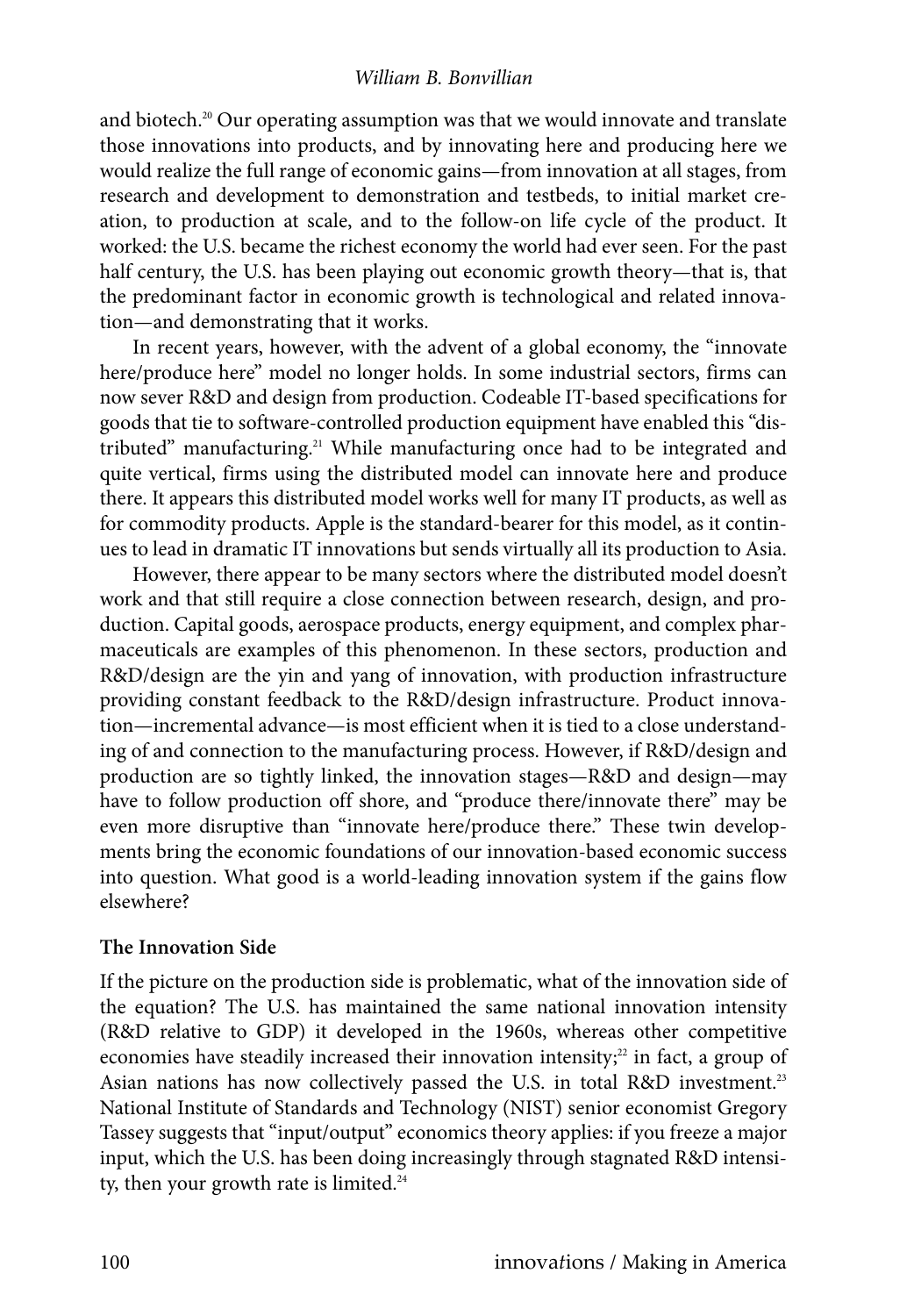and biotech.[20] Our operating assumption was that we would innovate and translate those innovations into products, and by innovating here and producing here we would realize the full range of economic gains—from innovation at all stages, from research and development to demonstration and testbeds, to initial market creation, to production at scale, and to the follow-on life cycle of the product. It worked: the U.S. became the richest economy the world had ever seen. For the past half century, the U.S. has been playing out economic growth theory—that is, that the predominant factor in economic growth is technological and related innovation—and demonstrating that it works.

In recent years, however, with the advent of a global economy, the "innovate here/produce here" model no longer holds. In some industrial sectors, firms can now sever R&D and design from production. Codeable IT-based specifications for goods that tie to software-controlled production equipment have enabled this "distributed" manufacturing.[21] While manufacturing once had to be integrated and quite vertical, firms using the distributed model can innovate here and produce there. It appears this distributed model works well for many IT products, as well as for commodity products. Apple is the standard-bearer for this model, as it continues to lead in dramatic IT innovations but sends virtually all its production to Asia.

However, there appear to be many sectors where the distributed model doesn't work and that still require a close connection between research, design, and production. Capital goods, aerospace products, energy equipment, and complex pharmaceuticals are examples of this phenomenon. In these sectors, production and R&D/design are the yin and yang of innovation, with production infrastructure providing constant feedback to the R&D/design infrastructure. Product innovation—incremental advance—is most efficient when it is tied to a close understanding of and connection to the manufacturing process. However, if R&D/design and production are so tightly linked, the innovation stages—R&D and design—may have to follow production off shore, and "produce there/innovate there" may be even more disruptive than "innovate here/produce there." These twin developments bring the economic foundations of our innovation-based economic success into question. What good is a world-leading innovation system if the gains flow elsewhere?

**The Innovation Side**

If the picture on the production side is problematic, what of the innovation side of the equation? The U.S. has maintained the same national innovation intensity (R&D relative to GDP) it developed in the 1960s, whereas other competitive economies have steadily increased their innovation intensity;[22] in fact, a group of Asian nations has now collectively passed the U.S. in total R&D investment.[23] National Institute of Standards and Technology (NIST) senior economist Gregory Tassey suggests that "input/output" economics theory applies: if you freeze a major input, which the U.S. has been doing increasingly through stagnated R&D intensity, then your growth rate is limited.[24]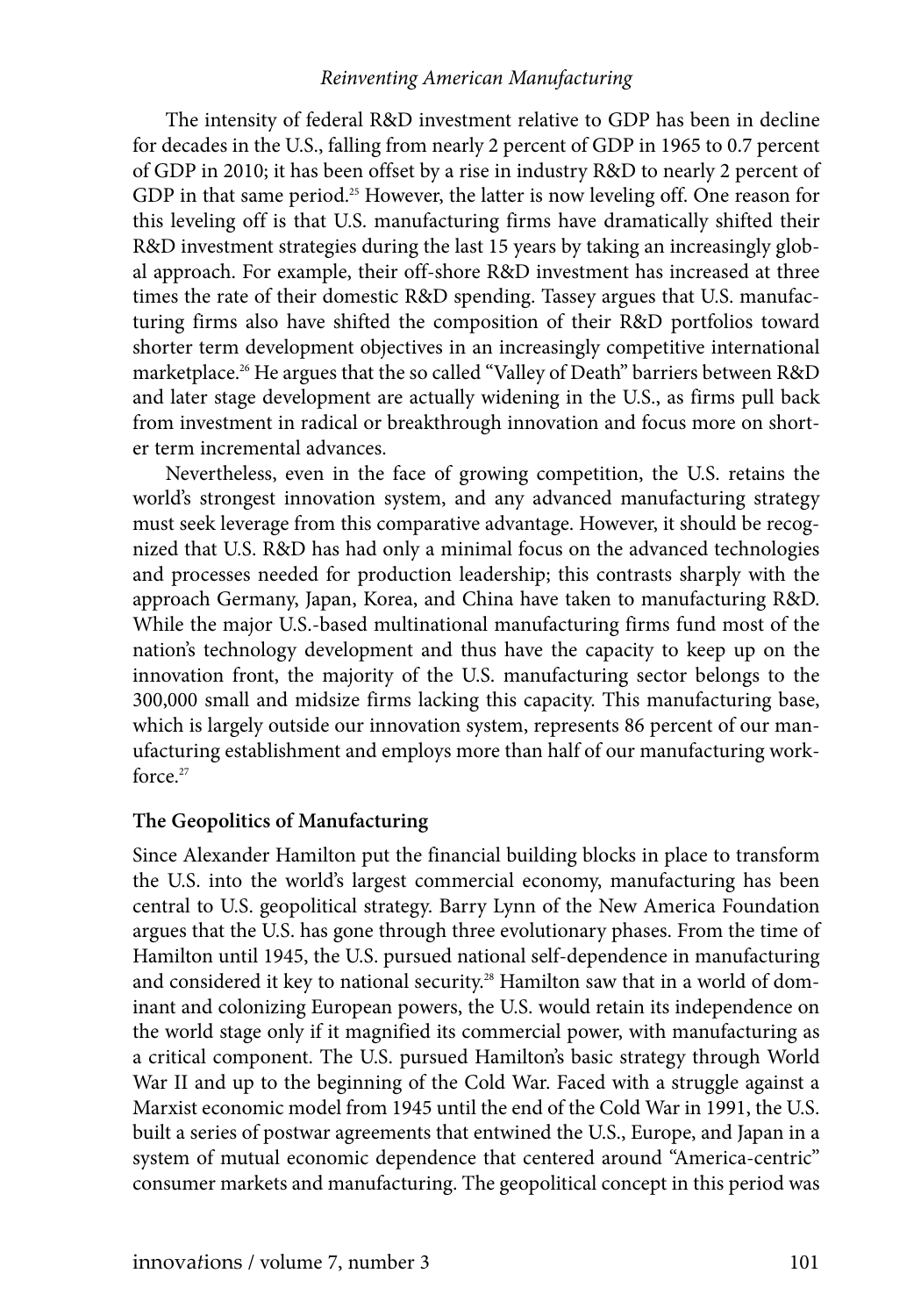The intensity of federal R&D investment relative to GDP has been in decline for decades in the U.S., falling from nearly 2 percent of GDP in 1965 to 0.7 percent of GDP in 2010; it has been offset by a rise in industry R&D to nearly 2 percent of GDP in that same period.[25] However, the latter is now leveling off. One reason for this leveling off is that U.S. manufacturing firms have dramatically shifted their R&D investment strategies during the last 15 years by taking an increasingly global approach. For example, their off-shore R&D investment has increased at three times the rate of their domestic R&D spending. Tassey argues that U.S. manufacturing firms also have shifted the composition of their R&D portfolios toward shorter term development objectives in an increasingly competitive international marketplace.[26] He argues that the so called "Valley of Death" barriers between R&D and later stage development are actually widening in the U.S., as firms pull back from investment in radical or breakthrough innovation and focus more on shorter term incremental advances.

Nevertheless, even in the face of growing competition, the U.S. retains the world's strongest innovation system, and any advanced manufacturing strategy must seek leverage from this comparative advantage. However, it should be recognized that U.S. R&D has had only a minimal focus on the advanced technologies and processes needed for production leadership; this contrasts sharply with the approach Germany, Japan, Korea, and China have taken to manufacturing R&D. While the major U.S.-based multinational manufacturing firms fund most of the nation's technology development and thus have the capacity to keep up on the innovation front, the majority of the U.S. manufacturing sector belongs to the 300,000 small and midsize firms lacking this capacity. This manufacturing base, which is largely outside our innovation system, represents 86 percent of our manufacturing establishment and employs more than half of our manufacturing workforce.[27]

**The Geopolitics of Manufacturing**

Since Alexander Hamilton put the financial building blocks in place to transform the U.S. into the world's largest commercial economy, manufacturing has been central to U.S. geopolitical strategy. Barry Lynn of the New America Foundation argues that the U.S. has gone through three evolutionary phases. From the time of Hamilton until 1945, the U.S. pursued national self-dependence in manufacturing and considered it key to national security.[28] Hamilton saw that in a world of dominant and colonizing European powers, the U.S. would retain its independence on the world stage only if it magnified its commercial power, with manufacturing as a critical component. The U.S. pursued Hamilton's basic strategy through World War II and up to the beginning of the Cold War. Faced with a struggle against a Marxist economic model from 1945 until the end of the Cold War in 1991, the U.S. built a series of postwar agreements that entwined the U.S., Europe, and Japan in a system of mutual economic dependence that centered around "America-centric" consumer markets and manufacturing. The geopolitical concept in this period was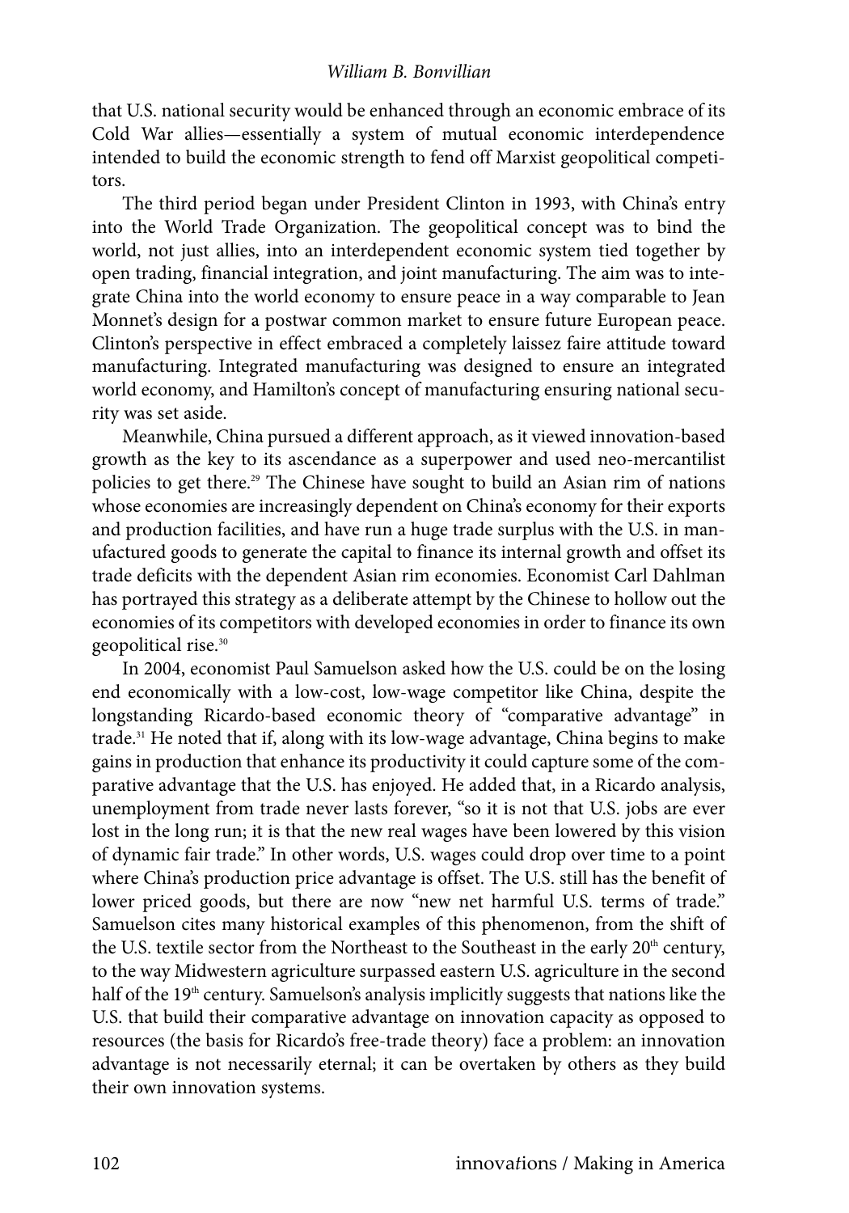that U.S. national security would be enhanced through an economic embrace of its Cold War allies—essentially a system of mutual economic interdependence intended to build the economic strength to fend off Marxist geopolitical competitors.

The third period began under President Clinton in 1993, with China's entry into the World Trade Organization. The geopolitical concept was to bind the world, not just allies, into an interdependent economic system tied together by open trading, financial integration, and joint manufacturing. The aim was to integrate China into the world economy to ensure peace in a way comparable to Jean Monnet's design for a postwar common market to ensure future European peace. Clinton's perspective in effect embraced a completely laissez faire attitude toward manufacturing. Integrated manufacturing was designed to ensure an integrated world economy, and Hamilton's concept of manufacturing ensuring national security was set aside.

Meanwhile, China pursued a different approach, as it viewed innovation-based growth as the key to its ascendance as a superpower and used neo-mercantilist policies to get there.[29] The Chinese have sought to build an Asian rim of nations whose economies are increasingly dependent on China's economy for their exports and production facilities, and have run a huge trade surplus with the U.S. in manufactured goods to generate the capital to finance its internal growth and offset its trade deficits with the dependent Asian rim economies. Economist Carl Dahlman has portrayed this strategy as a deliberate attempt by the Chinese to hollow out the economies of its competitors with developed economies in order to finance its own geopolitical rise.[30]

In 2004, economist Paul Samuelson asked how the U.S. could be on the losing end economically with a low-cost, low-wage competitor like China, despite the longstanding Ricardo-based economic theory of "comparative advantage" in trade.[31] He noted that if, along with its low-wage advantage, China begins to make gains in production that enhance its productivity it could capture some of the comparative advantage that the U.S. has enjoyed. He added that, in a Ricardo analysis, unemployment from trade never lasts forever, "so it is not that U.S. jobs are ever lost in the long run; it is that the new real wages have been lowered by this vision of dynamic fair trade." In other words, U.S. wages could drop over time to a point where China's production price advantage is offset. The U.S. still has the benefit of lower priced goods, but there are now "new net harmful U.S. terms of trade." Samuelson cites many historical examples of this phenomenon, from the shift of the U.S. textile sector from the Northeast to the Southeast in the early 20th century, to the way Midwestern agriculture surpassed eastern U.S. agriculture in the second half of the 19th century. Samuelson's analysis implicitly suggests that nations like the U.S. that build their comparative advantage on innovation capacity as opposed to resources (the basis for Ricardo's free-trade theory) face a problem: an innovation advantage is not necessarily eternal; it can be overtaken by others as they build their own innovation systems.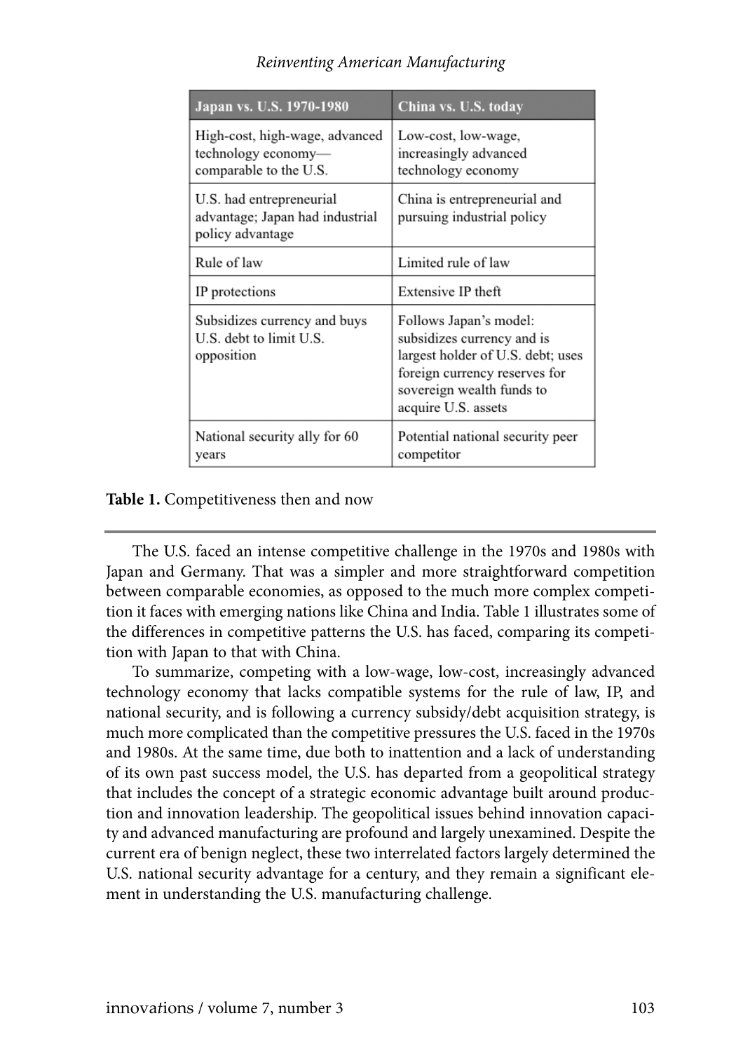| Japan vs. U.S. 1970-1980 | China vs. U.S. today |
|---|---|
| High-cost, high-wage, advanced technology economy—comparable to the U.S. | Low-cost, low-wage, increasingly advanced technology economy |
| U.S. had entrepreneurial advantage; Japan had industrial policy advantage | China is entrepreneurial and pursuing industrial policy |
| Rule of law | Limited rule of law |
| IP protections | Extensive IP theft |
| Subsidizes currency and buys U.S. debt to limit U.S. opposition | Follows Japan's model: subsidizes currency and is largest holder of U.S. debt; uses foreign currency reserves for sovereign wealth funds to acquire U.S. assets |
| National security ally for 60 years | Potential national security peer competitor |

**Table 1.** Competitiveness then and now

The U.S. faced an intense competitive challenge in the 1970s and 1980s with Japan and Germany. That was a simpler and more straightforward competition between comparable economies, as opposed to the much more complex competition it faces with emerging nations like China and India. Table 1 illustrates some of the differences in competitive patterns the U.S. has faced, comparing its competition with Japan to that with China.

To summarize, competing with a low-wage, low-cost, increasingly advanced technology economy that lacks compatible systems for the rule of law, IP, and national security, and is following a currency subsidy/debt acquisition strategy, is much more complicated than the competitive pressures the U.S. faced in the 1970s and 1980s. At the same time, due both to inattention and a lack of understanding of its own past success model, the U.S. has departed from a geopolitical strategy that includes the concept of a strategic economic advantage built around production and innovation leadership. The geopolitical issues behind innovation capacity and advanced manufacturing are profound and largely unexamined. Despite the current era of benign neglect, these two interrelated factors largely determined the U.S. national security advantage for a century, and they remain a significant element in understanding the U.S. manufacturing challenge.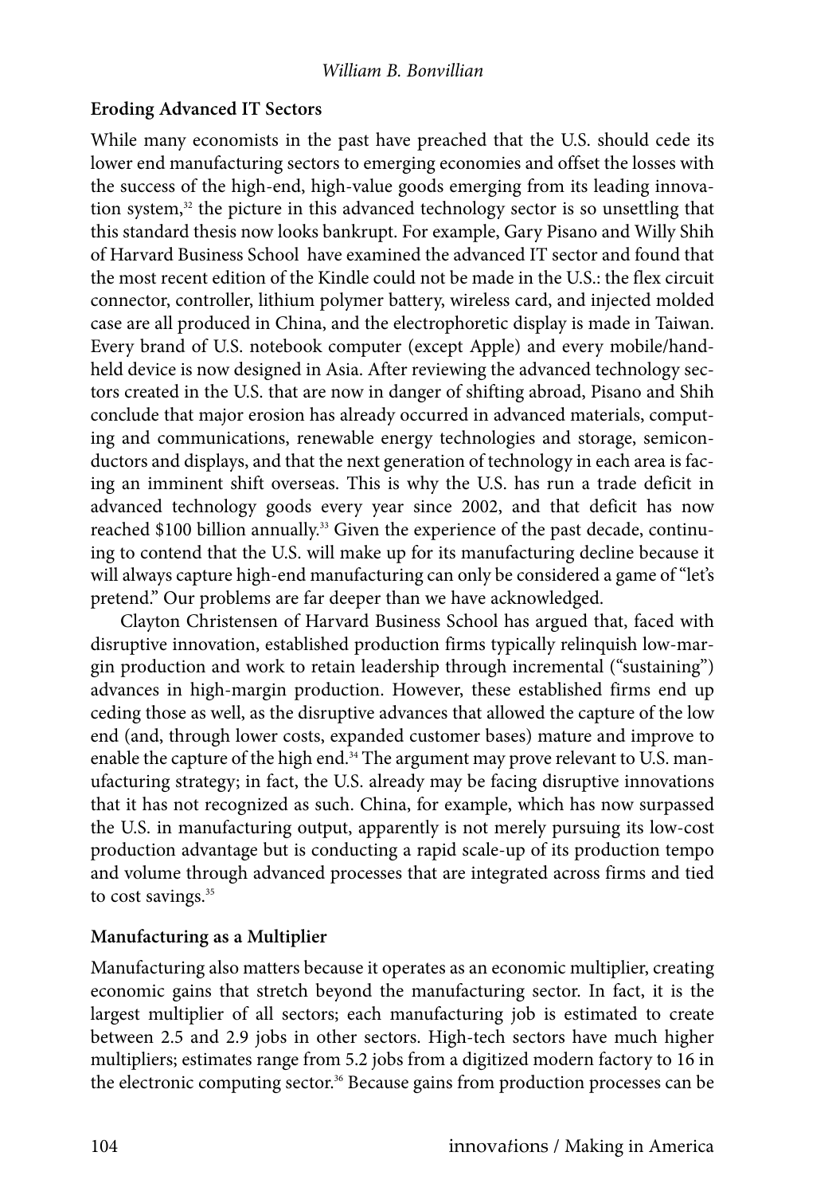## Eroding Advanced IT Sectors

While many economists in the past have preached that the U.S. should cede its lower end manufacturing sectors to emerging economies and offset the losses with the success of the high-end, high-value goods emerging from its leading innovation system,[32] the picture in this advanced technology sector is so unsettling that this standard thesis now looks bankrupt. For example, Gary Pisano and Willy Shih of Harvard Business School have examined the advanced IT sector and found that the most recent edition of the Kindle could not be made in the U.S.: the flex circuit connector, controller, lithium polymer battery, wireless card, and injected molded case are all produced in China, and the electrophoretic display is made in Taiwan. Every brand of U.S. notebook computer (except Apple) and every mobile/handheld device is now designed in Asia. After reviewing the advanced technology sectors created in the U.S. that are now in danger of shifting abroad, Pisano and Shih conclude that major erosion has already occurred in advanced materials, computing and communications, renewable energy technologies and storage, semiconductors and displays, and that the next generation of technology in each area is facing an imminent shift overseas. This is why the U.S. has run a trade deficit in advanced technology goods every year since 2002, and that deficit has now reached $100 billion annually.[33] Given the experience of the past decade, continuing to contend that the U.S. will make up for its manufacturing decline because it will always capture high-end manufacturing can only be considered a game of "let's pretend." Our problems are far deeper than we have acknowledged.

Clayton Christensen of Harvard Business School has argued that, faced with disruptive innovation, established production firms typically relinquish low-margin production and work to retain leadership through incremental ("sustaining") advances in high-margin production. However, these established firms end up ceding those as well, as the disruptive advances that allowed the capture of the low end (and, through lower costs, expanded customer bases) mature and improve to enable the capture of the high end.[34] The argument may prove relevant to U.S. manufacturing strategy; in fact, the U.S. already may be facing disruptive innovations that it has not recognized as such. China, for example, which has now surpassed the U.S. in manufacturing output, apparently is not merely pursuing its low-cost production advantage but is conducting a rapid scale-up of its production tempo and volume through advanced processes that are integrated across firms and tied to cost savings.[35]

## Manufacturing as a Multiplier

Manufacturing also matters because it operates as an economic multiplier, creating economic gains that stretch beyond the manufacturing sector. In fact, it is the largest multiplier of all sectors; each manufacturing job is estimated to create between 2.5 and 2.9 jobs in other sectors. High-tech sectors have much higher multipliers; estimates range from 5.2 jobs from a digitized modern factory to 16 in the electronic computing sector.[36] Because gains from production processes can be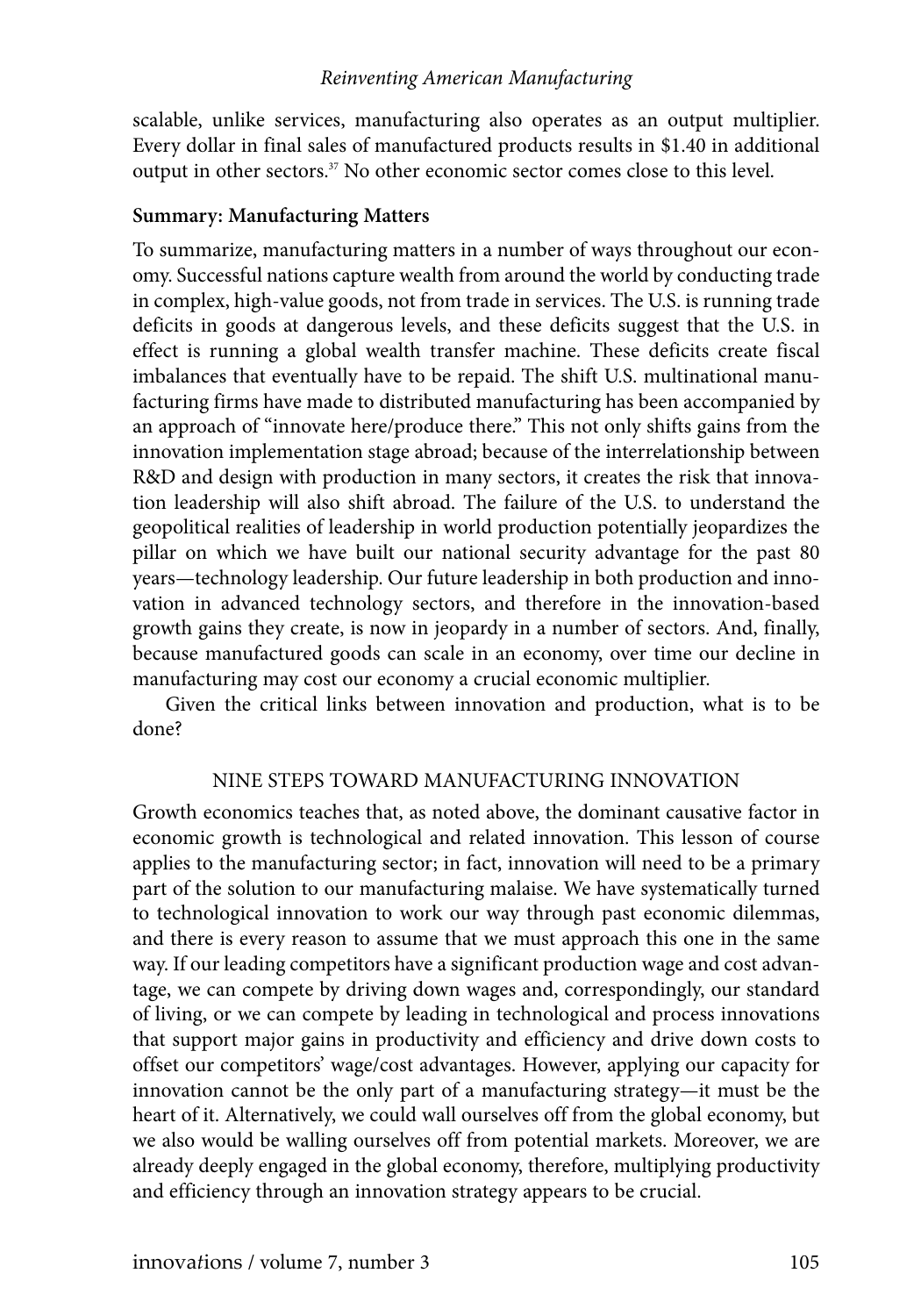scalable, unlike services, manufacturing also operates as an output multiplier. Every dollar in final sales of manufactured products results in $1.40 in additional output in other sectors.[37] No other economic sector comes close to this level.

**Summary: Manufacturing Matters**

To summarize, manufacturing matters in a number of ways throughout our economy. Successful nations capture wealth from around the world by conducting trade in complex, high-value goods, not from trade in services. The U.S. is running trade deficits in goods at dangerous levels, and these deficits suggest that the U.S. in effect is running a global wealth transfer machine. These deficits create fiscal imbalances that eventually have to be repaid. The shift U.S. multinational manufacturing firms have made to distributed manufacturing has been accompanied by an approach of "innovate here/produce there." This not only shifts gains from the innovation implementation stage abroad; because of the interrelationship between R&D and design with production in many sectors, it creates the risk that innovation leadership will also shift abroad. The failure of the U.S. to understand the geopolitical realities of leadership in world production potentially jeopardizes the pillar on which we have built our national security advantage for the past 80 years—technology leadership. Our future leadership in both production and innovation in advanced technology sectors, and therefore in the innovation-based growth gains they create, is now in jeopardy in a number of sectors. And, finally, because manufactured goods can scale in an economy, over time our decline in manufacturing may cost our economy a crucial economic multiplier.

Given the critical links between innovation and production, what is to be done?

## NINE STEPS TOWARD MANUFACTURING INNOVATION

Growth economics teaches that, as noted above, the dominant causative factor in economic growth is technological and related innovation. This lesson of course applies to the manufacturing sector; in fact, innovation will need to be a primary part of the solution to our manufacturing malaise. We have systematically turned to technological innovation to work our way through past economic dilemmas, and there is every reason to assume that we must approach this one in the same way. If our leading competitors have a significant production wage and cost advantage, we can compete by driving down wages and, correspondingly, our standard of living, or we can compete by leading in technological and process innovations that support major gains in productivity and efficiency and drive down costs to offset our competitors' wage/cost advantages. However, applying our capacity for innovation cannot be the only part of a manufacturing strategy—it must be the heart of it. Alternatively, we could wall ourselves off from the global economy, but we also would be walling ourselves off from potential markets. Moreover, we are already deeply engaged in the global economy, therefore, multiplying productivity and efficiency through an innovation strategy appears to be crucial.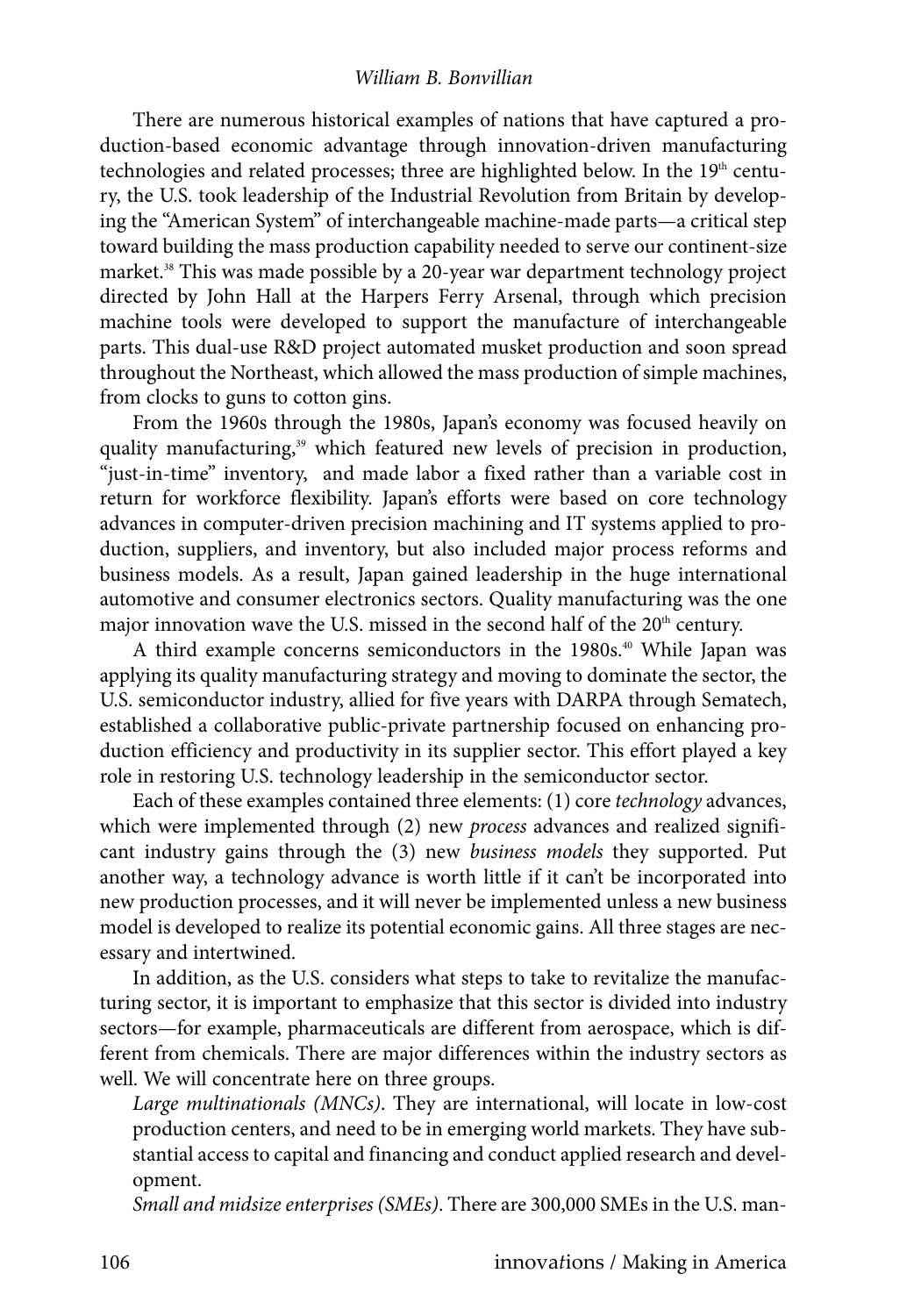There are numerous historical examples of nations that have captured a production-based economic advantage through innovation-driven manufacturing technologies and related processes; three are highlighted below. In the 19th century, the U.S. took leadership of the Industrial Revolution from Britain by developing the "American System" of interchangeable machine-made parts—a critical step toward building the mass production capability needed to serve our continent-size market.[38] This was made possible by a 20-year war department technology project directed by John Hall at the Harpers Ferry Arsenal, through which precision machine tools were developed to support the manufacture of interchangeable parts. This dual-use R&D project automated musket production and soon spread throughout the Northeast, which allowed the mass production of simple machines, from clocks to guns to cotton gins.

From the 1960s through the 1980s, Japan's economy was focused heavily on quality manufacturing,[39] which featured new levels of precision in production, "just-in-time" inventory, and made labor a fixed rather than a variable cost in return for workforce flexibility. Japan's efforts were based on core technology advances in computer-driven precision machining and IT systems applied to production, suppliers, and inventory, but also included major process reforms and business models. As a result, Japan gained leadership in the huge international automotive and consumer electronics sectors. Quality manufacturing was the one major innovation wave the U.S. missed in the second half of the 20th century.

A third example concerns semiconductors in the 1980s.[40] While Japan was applying its quality manufacturing strategy and moving to dominate the sector, the U.S. semiconductor industry, allied for five years with DARPA through Sematech, established a collaborative public-private partnership focused on enhancing production efficiency and productivity in its supplier sector. This effort played a key role in restoring U.S. technology leadership in the semiconductor sector.

Each of these examples contained three elements: (1) core *technology* advances, which were implemented through (2) new *process* advances and realized significant industry gains through the (3) new *business models* they supported. Put another way, a technology advance is worth little if it can't be incorporated into new production processes, and it will never be implemented unless a new business model is developed to realize its potential economic gains. All three stages are necessary and intertwined.

In addition, as the U.S. considers what steps to take to revitalize the manufacturing sector, it is important to emphasize that this sector is divided into industry sectors—for example, pharmaceuticals are different from aerospace, which is different from chemicals. There are major differences within the industry sectors as well. We will concentrate here on three groups.

*Large multinationals (MNCs)*. They are international, will locate in low-cost production centers, and need to be in emerging world markets. They have substantial access to capital and financing and conduct applied research and development.

*Small and midsize enterprises (SMEs)*. There are 300,000 SMEs in the U.S. man-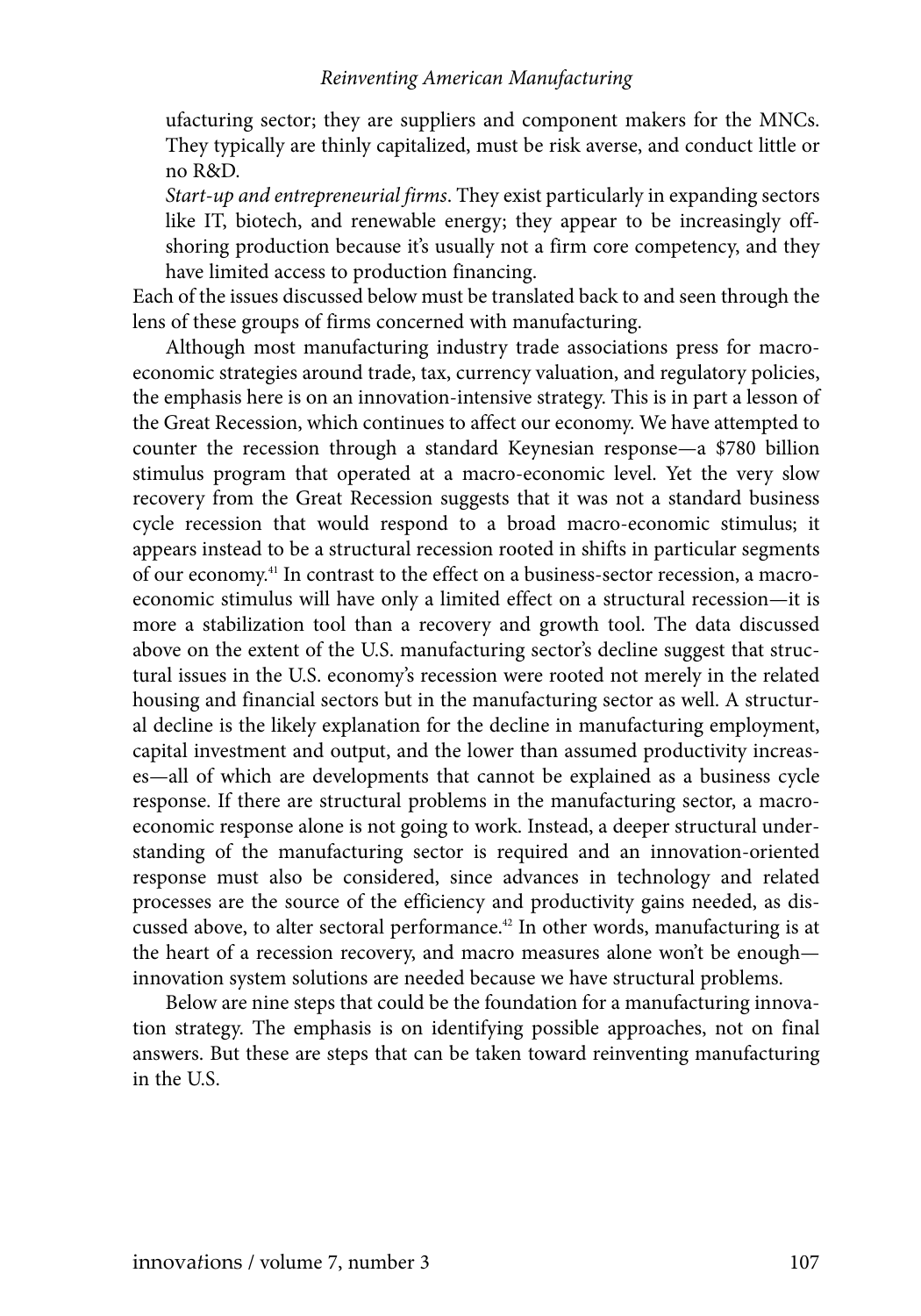ufacturing sector; they are suppliers and component makers for the MNCs. They typically are thinly capitalized, must be risk averse, and conduct little or no R&D.

*Start-up and entrepreneurial firms*. They exist particularly in expanding sectors like IT, biotech, and renewable energy; they appear to be increasingly offshoring production because it's usually not a firm core competency, and they have limited access to production financing.

Each of the issues discussed below must be translated back to and seen through the lens of these groups of firms concerned with manufacturing.

Although most manufacturing industry trade associations press for macroeconomic strategies around trade, tax, currency valuation, and regulatory policies, the emphasis here is on an innovation-intensive strategy. This is in part a lesson of the Great Recession, which continues to affect our economy. We have attempted to counter the recession through a standard Keynesian response—a $780 billion stimulus program that operated at a macro-economic level. Yet the very slow recovery from the Great Recession suggests that it was not a standard business cycle recession that would respond to a broad macro-economic stimulus; it appears instead to be a structural recession rooted in shifts in particular segments of our economy.[41] In contrast to the effect on a business-sector recession, a macroeconomic stimulus will have only a limited effect on a structural recession—it is more a stabilization tool than a recovery and growth tool. The data discussed above on the extent of the U.S. manufacturing sector's decline suggest that structural issues in the U.S. economy's recession were rooted not merely in the related housing and financial sectors but in the manufacturing sector as well. A structural decline is the likely explanation for the decline in manufacturing employment, capital investment and output, and the lower than assumed productivity increases—all of which are developments that cannot be explained as a business cycle response. If there are structural problems in the manufacturing sector, a macroeconomic response alone is not going to work. Instead, a deeper structural understanding of the manufacturing sector is required and an innovation-oriented response must also be considered, since advances in technology and related processes are the source of the efficiency and productivity gains needed, as discussed above, to alter sectoral performance.[42] In other words, manufacturing is at the heart of a recession recovery, and macro measures alone won't be enough—innovation system solutions are needed because we have structural problems.

Below are nine steps that could be the foundation for a manufacturing innovation strategy. The emphasis is on identifying possible approaches, not on final answers. But these are steps that can be taken toward reinventing manufacturing in the U.S.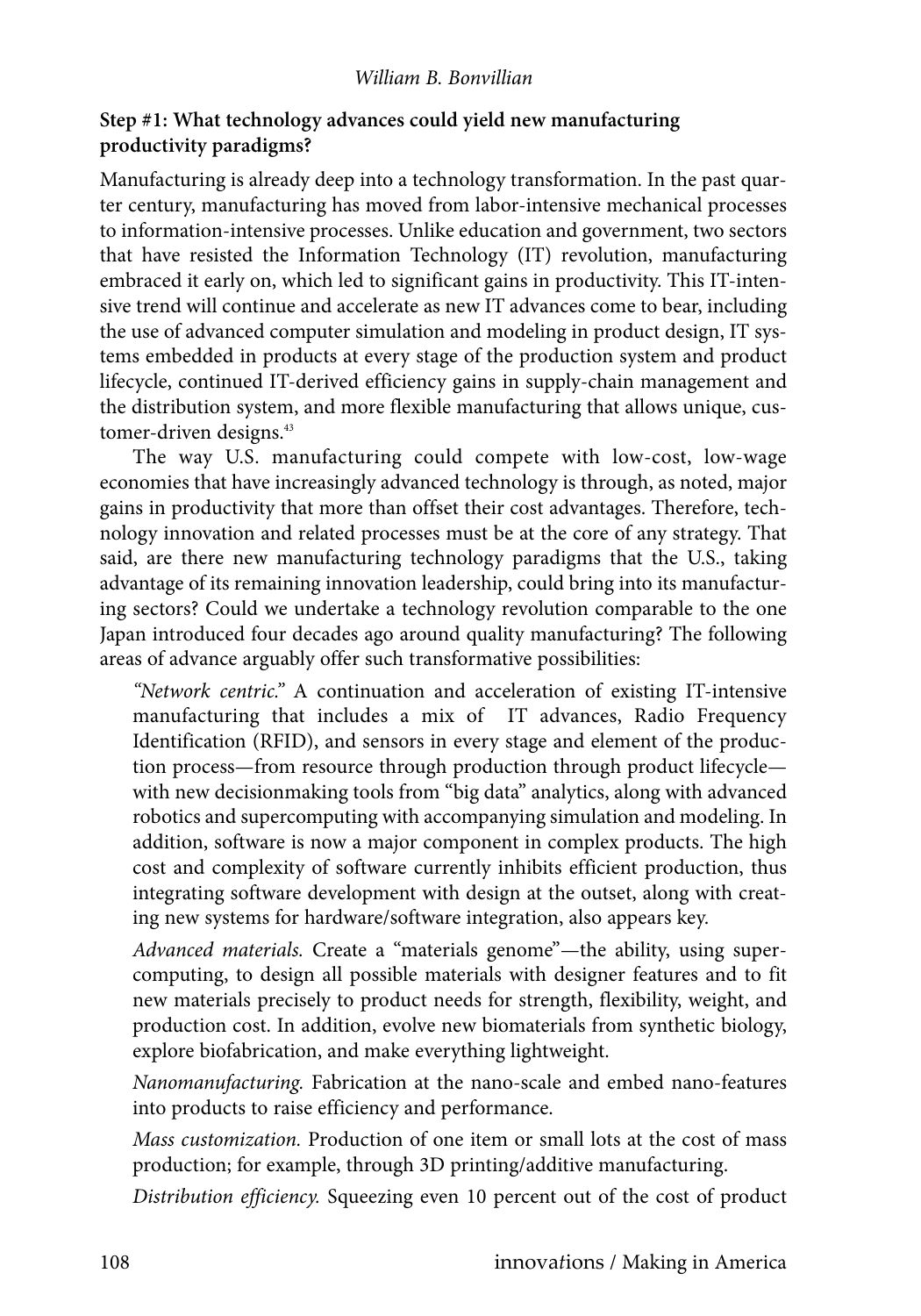**Step #1: What technology advances could yield new manufacturing productivity paradigms?**

Manufacturing is already deep into a technology transformation. In the past quarter century, manufacturing has moved from labor-intensive mechanical processes to information-intensive processes. Unlike education and government, two sectors that have resisted the Information Technology (IT) revolution, manufacturing embraced it early on, which led to significant gains in productivity. This IT-intensive trend will continue and accelerate as new IT advances come to bear, including the use of advanced computer simulation and modeling in product design, IT systems embedded in products at every stage of the production system and product lifecycle, continued IT-derived efficiency gains in supply-chain management and the distribution system, and more flexible manufacturing that allows unique, customer-driven designs.[43]

The way U.S. manufacturing could compete with low-cost, low-wage economies that have increasingly advanced technology is through, as noted, major gains in productivity that more than offset their cost advantages. Therefore, technology innovation and related processes must be at the core of any strategy. That said, are there new manufacturing technology paradigms that the U.S., taking advantage of its remaining innovation leadership, could bring into its manufacturing sectors? Could we undertake a technology revolution comparable to the one Japan introduced four decades ago around quality manufacturing? The following areas of advance arguably offer such transformative possibilities:

*"Network centric."* A continuation and acceleration of existing IT-intensive manufacturing that includes a mix of IT advances, Radio Frequency Identification (RFID), and sensors in every stage and element of the production process—from resource through production through product lifecycle—with new decisionmaking tools from "big data" analytics, along with advanced robotics and supercomputing with accompanying simulation and modeling. In addition, software is now a major component in complex products. The high cost and complexity of software currently inhibits efficient production, thus integrating software development with design at the outset, along with creating new systems for hardware/software integration, also appears key.

*Advanced materials.* Create a "materials genome"—the ability, using supercomputing, to design all possible materials with designer features and to fit new materials precisely to product needs for strength, flexibility, weight, and production cost. In addition, evolve new biomaterials from synthetic biology, explore biofabrication, and make everything lightweight.

*Nanomanufacturing.* Fabrication at the nano-scale and embed nano-features into products to raise efficiency and performance.

*Mass customization.* Production of one item or small lots at the cost of mass production; for example, through 3D printing/additive manufacturing.

*Distribution efficiency.* Squeezing even 10 percent out of the cost of product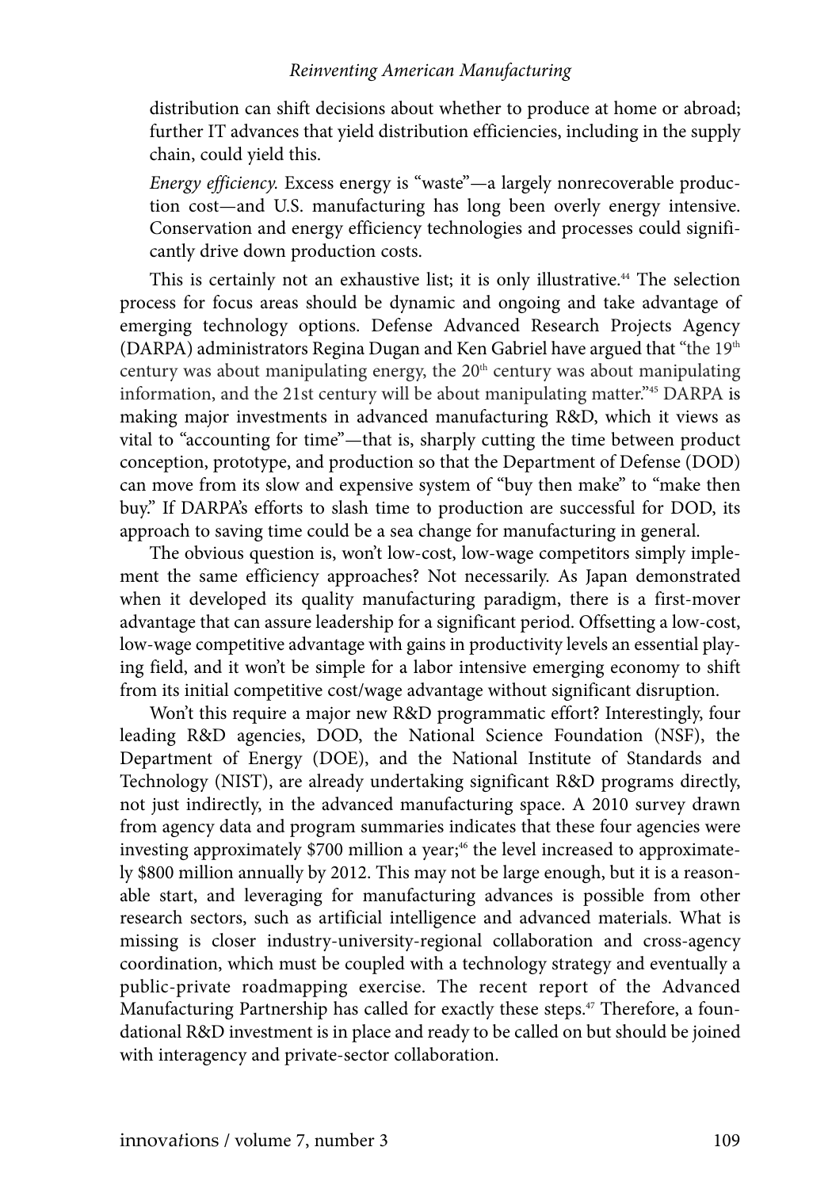distribution can shift decisions about whether to produce at home or abroad; further IT advances that yield distribution efficiencies, including in the supply chain, could yield this.

*Energy efficiency.* Excess energy is "waste"—a largely nonrecoverable production cost—and U.S. manufacturing has long been overly energy intensive. Conservation and energy efficiency technologies and processes could significantly drive down production costs.

This is certainly not an exhaustive list; it is only illustrative.[44] The selection process for focus areas should be dynamic and ongoing and take advantage of emerging technology options. Defense Advanced Research Projects Agency (DARPA) administrators Regina Dugan and Ken Gabriel have argued that "the 19th century was about manipulating energy, the 20th century was about manipulating information, and the 21st century will be about manipulating matter."[45] DARPA is making major investments in advanced manufacturing R&D, which it views as vital to "accounting for time"—that is, sharply cutting the time between product conception, prototype, and production so that the Department of Defense (DOD) can move from its slow and expensive system of "buy then make" to "make then buy." If DARPA's efforts to slash time to production are successful for DOD, its approach to saving time could be a sea change for manufacturing in general.

The obvious question is, won't low-cost, low-wage competitors simply implement the same efficiency approaches? Not necessarily. As Japan demonstrated when it developed its quality manufacturing paradigm, there is a first-mover advantage that can assure leadership for a significant period. Offsetting a low-cost, low-wage competitive advantage with gains in productivity levels an essential playing field, and it won't be simple for a labor intensive emerging economy to shift from its initial competitive cost/wage advantage without significant disruption.

Won't this require a major new R&D programmatic effort? Interestingly, four leading R&D agencies, DOD, the National Science Foundation (NSF), the Department of Energy (DOE), and the National Institute of Standards and Technology (NIST), are already undertaking significant R&D programs directly, not just indirectly, in the advanced manufacturing space. A 2010 survey drawn from agency data and program summaries indicates that these four agencies were investing approximately $700 million a year;[46] the level increased to approximately $800 million annually by 2012. This may not be large enough, but it is a reasonable start, and leveraging for manufacturing advances is possible from other research sectors, such as artificial intelligence and advanced materials. What is missing is closer industry-university-regional collaboration and cross-agency coordination, which must be coupled with a technology strategy and eventually a public-private roadmapping exercise. The recent report of the Advanced Manufacturing Partnership has called for exactly these steps.[47] Therefore, a foundational R&D investment is in place and ready to be called on but should be joined with interagency and private-sector collaboration.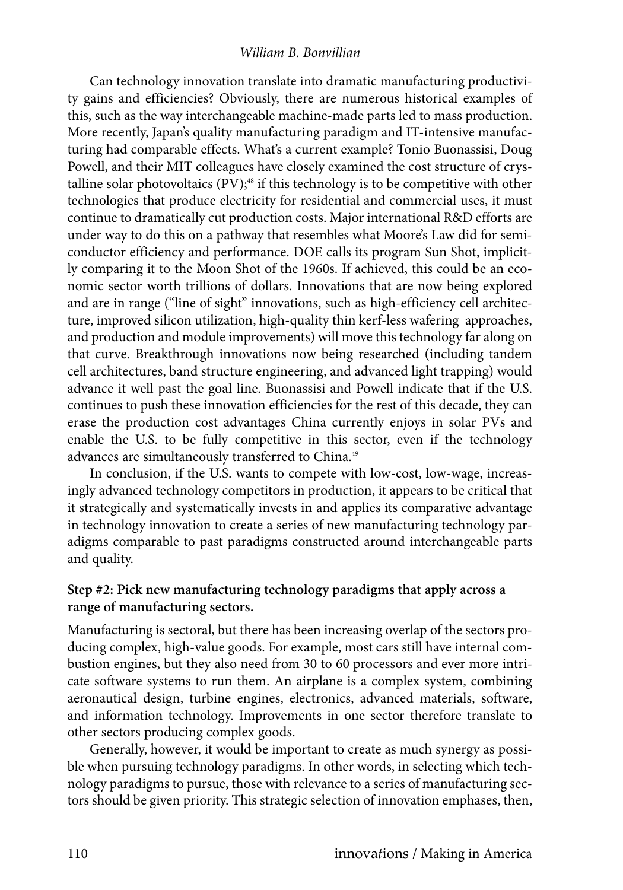Can technology innovation translate into dramatic manufacturing productivity gains and efficiencies? Obviously, there are numerous historical examples of this, such as the way interchangeable machine-made parts led to mass production. More recently, Japan's quality manufacturing paradigm and IT-intensive manufacturing had comparable effects. What's a current example? Tonio Buonassisi, Doug Powell, and their MIT colleagues have closely examined the cost structure of crystalline solar photovoltaics (PV);[48] if this technology is to be competitive with other technologies that produce electricity for residential and commercial uses, it must continue to dramatically cut production costs. Major international R&D efforts are under way to do this on a pathway that resembles what Moore's Law did for semiconductor efficiency and performance. DOE calls its program Sun Shot, implicitly comparing it to the Moon Shot of the 1960s. If achieved, this could be an economic sector worth trillions of dollars. Innovations that are now being explored and are in range ("line of sight" innovations, such as high-efficiency cell architecture, improved silicon utilization, high-quality thin kerf-less wafering approaches, and production and module improvements) will move this technology far along on that curve. Breakthrough innovations now being researched (including tandem cell architectures, band structure engineering, and advanced light trapping) would advance it well past the goal line. Buonassisi and Powell indicate that if the U.S. continues to push these innovation efficiencies for the rest of this decade, they can erase the production cost advantages China currently enjoys in solar PVs and enable the U.S. to be fully competitive in this sector, even if the technology advances are simultaneously transferred to China.[49]

In conclusion, if the U.S. wants to compete with low-cost, low-wage, increasingly advanced technology competitors in production, it appears to be critical that it strategically and systematically invests in and applies its comparative advantage in technology innovation to create a series of new manufacturing technology paradigms comparable to past paradigms constructed around interchangeable parts and quality.

### Step #2: Pick new manufacturing technology paradigms that apply across a range of manufacturing sectors.

Manufacturing is sectoral, but there has been increasing overlap of the sectors producing complex, high-value goods. For example, most cars still have internal combustion engines, but they also need from 30 to 60 processors and ever more intricate software systems to run them. An airplane is a complex system, combining aeronautical design, turbine engines, electronics, advanced materials, software, and information technology. Improvements in one sector therefore translate to other sectors producing complex goods.

Generally, however, it would be important to create as much synergy as possible when pursuing technology paradigms. In other words, in selecting which technology paradigms to pursue, those with relevance to a series of manufacturing sectors should be given priority. This strategic selection of innovation emphases, then,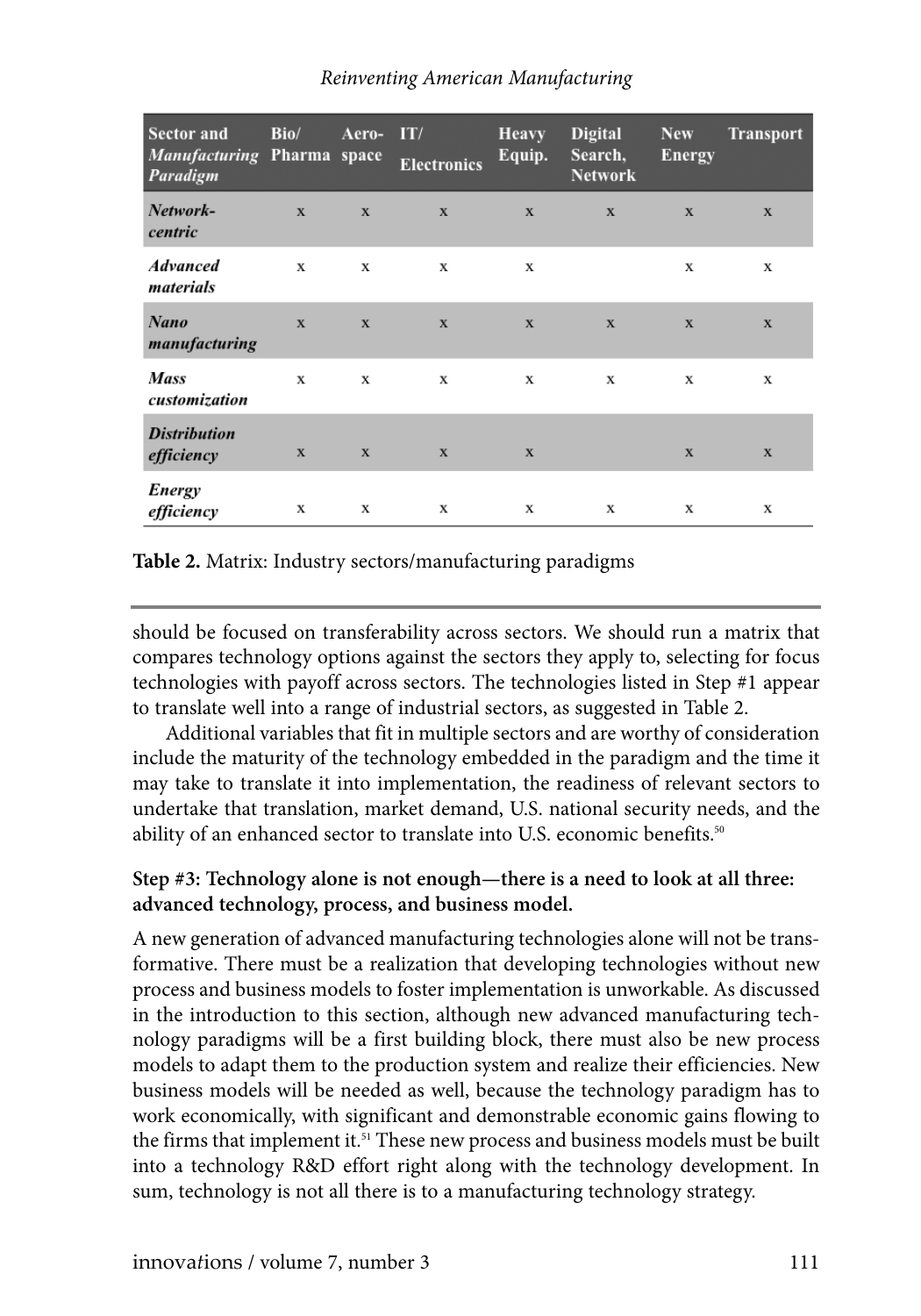| Sector and *Manufacturing Paradigm* | Bio/ Pharma | Aero- space | IT/ Electronics | Heavy Equip. | Digital Search, Network | New Energy | Transport |
|---|---|---|---|---|---|---|---|
| *Network-centric* | x | x | x | x | x | x | x |
| *Advanced materials* | x | x | x | x | | x | x |
| *Nano manufacturing* | x | x | x | x | x | x | x |
| *Mass customization* | x | x | x | x | x | x | x |
| *Distribution efficiency* | x | x | x | x | | x | x |
| *Energy efficiency* | x | x | x | x | x | x | x |

**Table 2.** Matrix: Industry sectors/manufacturing paradigms

should be focused on transferability across sectors. We should run a matrix that compares technology options against the sectors they apply to, selecting for focus technologies with payoff across sectors. The technologies listed in Step #1 appear to translate well into a range of industrial sectors, as suggested in Table 2.

Additional variables that fit in multiple sectors and are worthy of consideration include the maturity of the technology embedded in the paradigm and the time it may take to translate it into implementation, the readiness of relevant sectors to undertake that translation, market demand, U.S. national security needs, and the ability of an enhanced sector to translate into U.S. economic benefits.[50]

**Step #3: Technology alone is not enough—there is a need to look at all three: advanced technology, process, and business model.**

A new generation of advanced manufacturing technologies alone will not be transformative. There must be a realization that developing technologies without new process and business models to foster implementation is unworkable. As discussed in the introduction to this section, although new advanced manufacturing technology paradigms will be a first building block, there must also be new process models to adapt them to the production system and realize their efficiencies. New business models will be needed as well, because the technology paradigm has to work economically, with significant and demonstrable economic gains flowing to the firms that implement it.[51] These new process and business models must be built into a technology R&D effort right along with the technology development. In sum, technology is not all there is to a manufacturing technology strategy.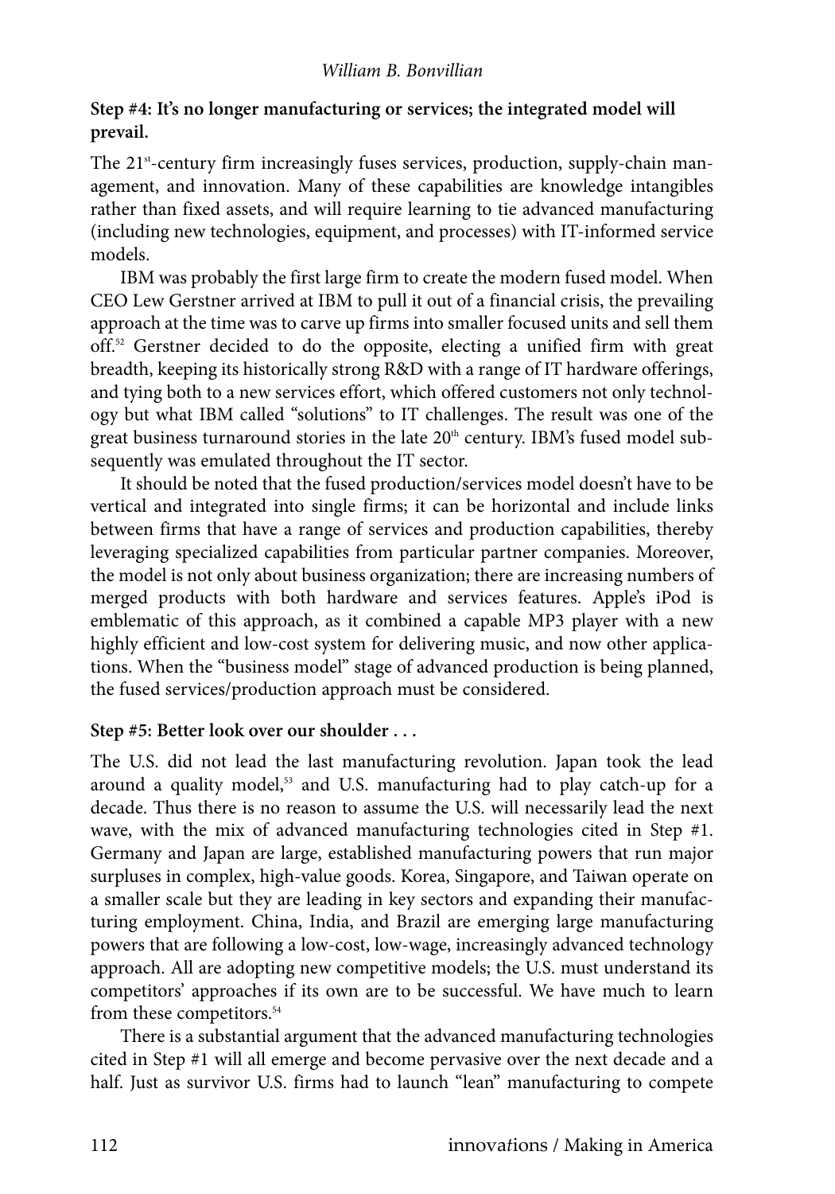**Step #4: It's no longer manufacturing or services; the integrated model will prevail.**

The 21st-century firm increasingly fuses services, production, supply-chain management, and innovation. Many of these capabilities are knowledge intangibles rather than fixed assets, and will require learning to tie advanced manufacturing (including new technologies, equipment, and processes) with IT-informed service models.

IBM was probably the first large firm to create the modern fused model. When CEO Lew Gerstner arrived at IBM to pull it out of a financial crisis, the prevailing approach at the time was to carve up firms into smaller focused units and sell them off.[52] Gerstner decided to do the opposite, electing a unified firm with great breadth, keeping its historically strong R&D with a range of IT hardware offerings, and tying both to a new services effort, which offered customers not only technology but what IBM called "solutions" to IT challenges. The result was one of the great business turnaround stories in the late 20th century. IBM's fused model subsequently was emulated throughout the IT sector.

It should be noted that the fused production/services model doesn't have to be vertical and integrated into single firms; it can be horizontal and include links between firms that have a range of services and production capabilities, thereby leveraging specialized capabilities from particular partner companies. Moreover, the model is not only about business organization; there are increasing numbers of merged products with both hardware and services features. Apple's iPod is emblematic of this approach, as it combined a capable MP3 player with a new highly efficient and low-cost system for delivering music, and now other applications. When the "business model" stage of advanced production is being planned, the fused services/production approach must be considered.

**Step #5: Better look over our shoulder . . .**

The U.S. did not lead the last manufacturing revolution. Japan took the lead around a quality model,[53] and U.S. manufacturing had to play catch-up for a decade. Thus there is no reason to assume the U.S. will necessarily lead the next wave, with the mix of advanced manufacturing technologies cited in Step #1. Germany and Japan are large, established manufacturing powers that run major surpluses in complex, high-value goods. Korea, Singapore, and Taiwan operate on a smaller scale but they are leading in key sectors and expanding their manufacturing employment. China, India, and Brazil are emerging large manufacturing powers that are following a low-cost, low-wage, increasingly advanced technology approach. All are adopting new competitive models; the U.S. must understand its competitors' approaches if its own are to be successful. We have much to learn from these competitors.[54]

There is a substantial argument that the advanced manufacturing technologies cited in Step #1 will all emerge and become pervasive over the next decade and a half. Just as survivor U.S. firms had to launch "lean" manufacturing to compete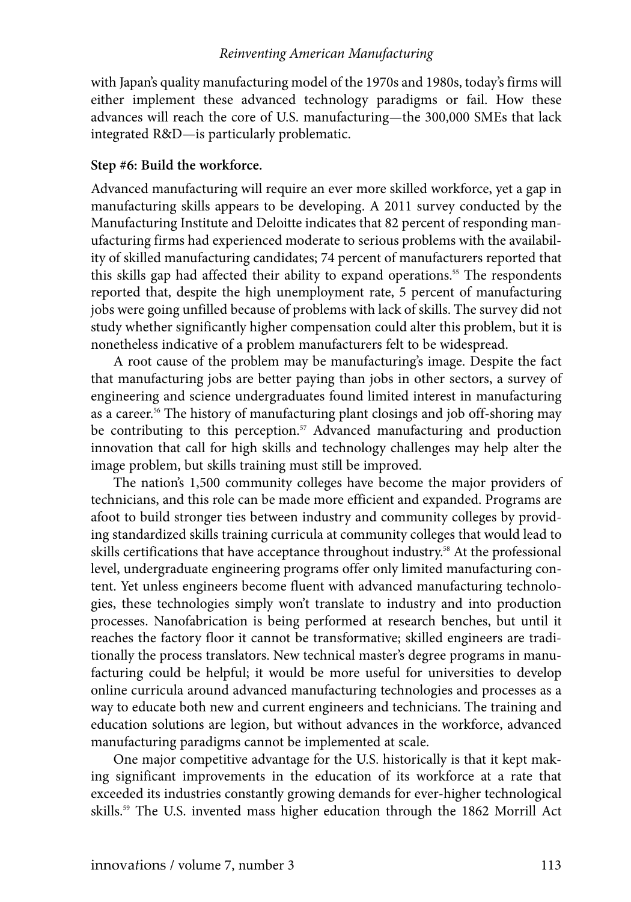with Japan's quality manufacturing model of the 1970s and 1980s, today's firms will either implement these advanced technology paradigms or fail. How these advances will reach the core of U.S. manufacturing—the 300,000 SMEs that lack integrated R&D—is particularly problematic.

**Step #6: Build the workforce.**

Advanced manufacturing will require an ever more skilled workforce, yet a gap in manufacturing skills appears to be developing. A 2011 survey conducted by the Manufacturing Institute and Deloitte indicates that 82 percent of responding manufacturing firms had experienced moderate to serious problems with the availability of skilled manufacturing candidates; 74 percent of manufacturers reported that this skills gap had affected their ability to expand operations.[55] The respondents reported that, despite the high unemployment rate, 5 percent of manufacturing jobs were going unfilled because of problems with lack of skills. The survey did not study whether significantly higher compensation could alter this problem, but it is nonetheless indicative of a problem manufacturers felt to be widespread.

A root cause of the problem may be manufacturing's image. Despite the fact that manufacturing jobs are better paying than jobs in other sectors, a survey of engineering and science undergraduates found limited interest in manufacturing as a career.[56] The history of manufacturing plant closings and job off-shoring may be contributing to this perception.[57] Advanced manufacturing and production innovation that call for high skills and technology challenges may help alter the image problem, but skills training must still be improved.

The nation's 1,500 community colleges have become the major providers of technicians, and this role can be made more efficient and expanded. Programs are afoot to build stronger ties between industry and community colleges by providing standardized skills training curricula at community colleges that would lead to skills certifications that have acceptance throughout industry.[58] At the professional level, undergraduate engineering programs offer only limited manufacturing content. Yet unless engineers become fluent with advanced manufacturing technologies, these technologies simply won't translate to industry and into production processes. Nanofabrication is being performed at research benches, but until it reaches the factory floor it cannot be transformative; skilled engineers are traditionally the process translators. New technical master's degree programs in manufacturing could be helpful; it would be more useful for universities to develop online curricula around advanced manufacturing technologies and processes as a way to educate both new and current engineers and technicians. The training and education solutions are legion, but without advances in the workforce, advanced manufacturing paradigms cannot be implemented at scale.

One major competitive advantage for the U.S. historically is that it kept making significant improvements in the education of its workforce at a rate that exceeded its industries constantly growing demands for ever-higher technological skills.[59] The U.S. invented mass higher education through the 1862 Morrill Act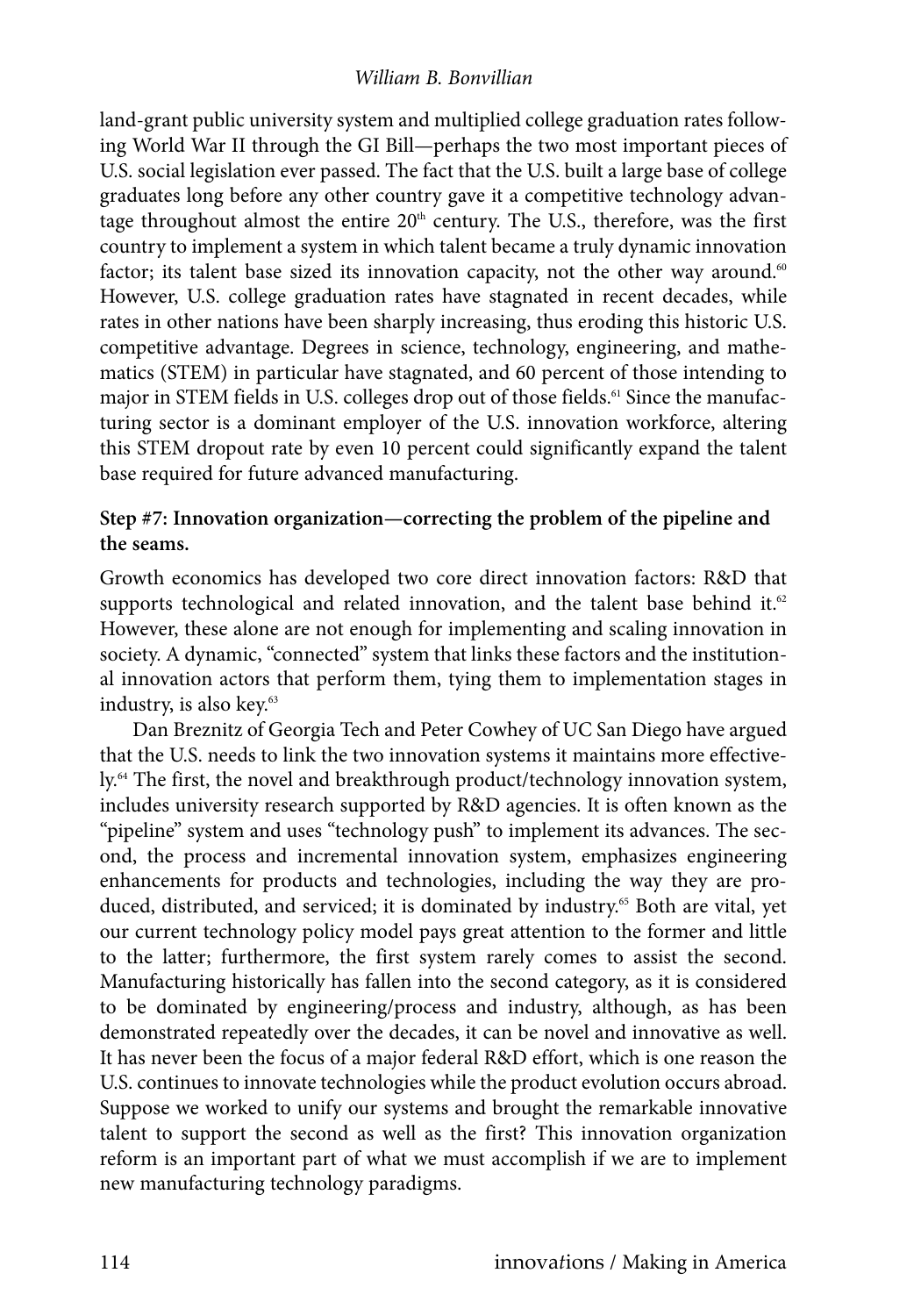land-grant public university system and multiplied college graduation rates following World War II through the GI Bill—perhaps the two most important pieces of U.S. social legislation ever passed. The fact that the U.S. built a large base of college graduates long before any other country gave it a competitive technology advantage throughout almost the entire 20th century. The U.S., therefore, was the first country to implement a system in which talent became a truly dynamic innovation factor; its talent base sized its innovation capacity, not the other way around.[60] However, U.S. college graduation rates have stagnated in recent decades, while rates in other nations have been sharply increasing, thus eroding this historic U.S. competitive advantage. Degrees in science, technology, engineering, and mathematics (STEM) in particular have stagnated, and 60 percent of those intending to major in STEM fields in U.S. colleges drop out of those fields.[61] Since the manufacturing sector is a dominant employer of the U.S. innovation workforce, altering this STEM dropout rate by even 10 percent could significantly expand the talent base required for future advanced manufacturing.

**Step #7: Innovation organization—correcting the problem of the pipeline and the seams.**

Growth economics has developed two core direct innovation factors: R&D that supports technological and related innovation, and the talent base behind it.[62] However, these alone are not enough for implementing and scaling innovation in society. A dynamic, "connected" system that links these factors and the institutional innovation actors that perform them, tying them to implementation stages in industry, is also key.[63]

Dan Breznitz of Georgia Tech and Peter Cowhey of UC San Diego have argued that the U.S. needs to link the two innovation systems it maintains more effectively.[64] The first, the novel and breakthrough product/technology innovation system, includes university research supported by R&D agencies. It is often known as the "pipeline" system and uses "technology push" to implement its advances. The second, the process and incremental innovation system, emphasizes engineering enhancements for products and technologies, including the way they are produced, distributed, and serviced; it is dominated by industry.[65] Both are vital, yet our current technology policy model pays great attention to the former and little to the latter; furthermore, the first system rarely comes to assist the second. Manufacturing historically has fallen into the second category, as it is considered to be dominated by engineering/process and industry, although, as has been demonstrated repeatedly over the decades, it can be novel and innovative as well. It has never been the focus of a major federal R&D effort, which is one reason the U.S. continues to innovate technologies while the product evolution occurs abroad. Suppose we worked to unify our systems and brought the remarkable innovative talent to support the second as well as the first? This innovation organization reform is an important part of what we must accomplish if we are to implement new manufacturing technology paradigms.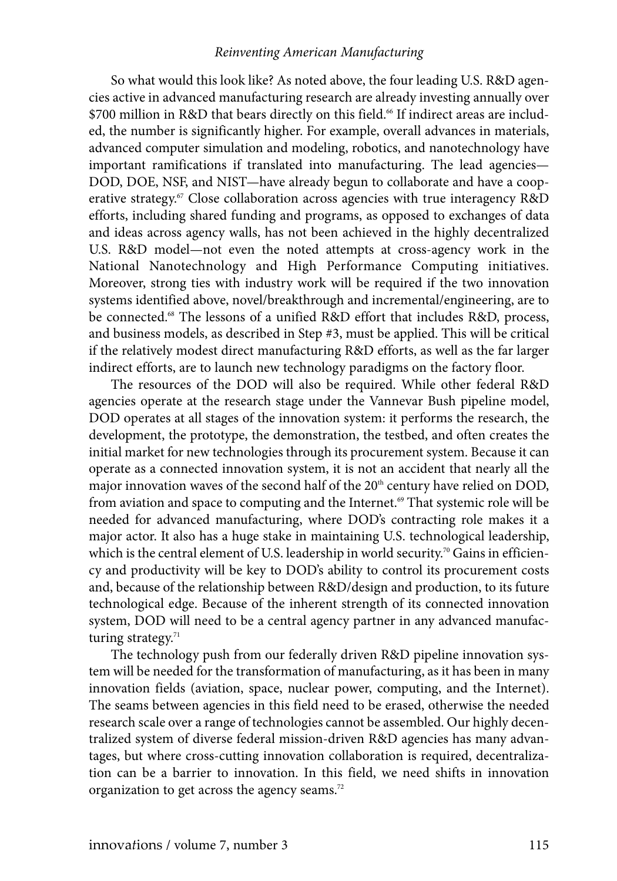So what would this look like? As noted above, the four leading U.S. R&D agencies active in advanced manufacturing research are already investing annually over \$700 million in R&D that bears directly on this field.[66] If indirect areas are included, the number is significantly higher. For example, overall advances in materials, advanced computer simulation and modeling, robotics, and nanotechnology have important ramifications if translated into manufacturing. The lead agencies—DOD, DOE, NSF, and NIST—have already begun to collaborate and have a cooperative strategy.[67] Close collaboration across agencies with true interagency R&D efforts, including shared funding and programs, as opposed to exchanges of data and ideas across agency walls, has not been achieved in the highly decentralized U.S. R&D model—not even the noted attempts at cross-agency work in the National Nanotechnology and High Performance Computing initiatives. Moreover, strong ties with industry work will be required if the two innovation systems identified above, novel/breakthrough and incremental/engineering, are to be connected.[68] The lessons of a unified R&D effort that includes R&D, process, and business models, as described in Step #3, must be applied. This will be critical if the relatively modest direct manufacturing R&D efforts, as well as the far larger indirect efforts, are to launch new technology paradigms on the factory floor.

The resources of the DOD will also be required. While other federal R&D agencies operate at the research stage under the Vannevar Bush pipeline model, DOD operates at all stages of the innovation system: it performs the research, the development, the prototype, the demonstration, the testbed, and often creates the initial market for new technologies through its procurement system. Because it can operate as a connected innovation system, it is not an accident that nearly all the major innovation waves of the second half of the 20th century have relied on DOD, from aviation and space to computing and the Internet.[69] That systemic role will be needed for advanced manufacturing, where DOD's contracting role makes it a major actor. It also has a huge stake in maintaining U.S. technological leadership, which is the central element of U.S. leadership in world security.[70] Gains in efficiency and productivity will be key to DOD's ability to control its procurement costs and, because of the relationship between R&D/design and production, to its future technological edge. Because of the inherent strength of its connected innovation system, DOD will need to be a central agency partner in any advanced manufacturing strategy.[71]

The technology push from our federally driven R&D pipeline innovation system will be needed for the transformation of manufacturing, as it has been in many innovation fields (aviation, space, nuclear power, computing, and the Internet). The seams between agencies in this field need to be erased, otherwise the needed research scale over a range of technologies cannot be assembled. Our highly decentralized system of diverse federal mission-driven R&D agencies has many advantages, but where cross-cutting innovation collaboration is required, decentralization can be a barrier to innovation. In this field, we need shifts in innovation organization to get across the agency seams.[72]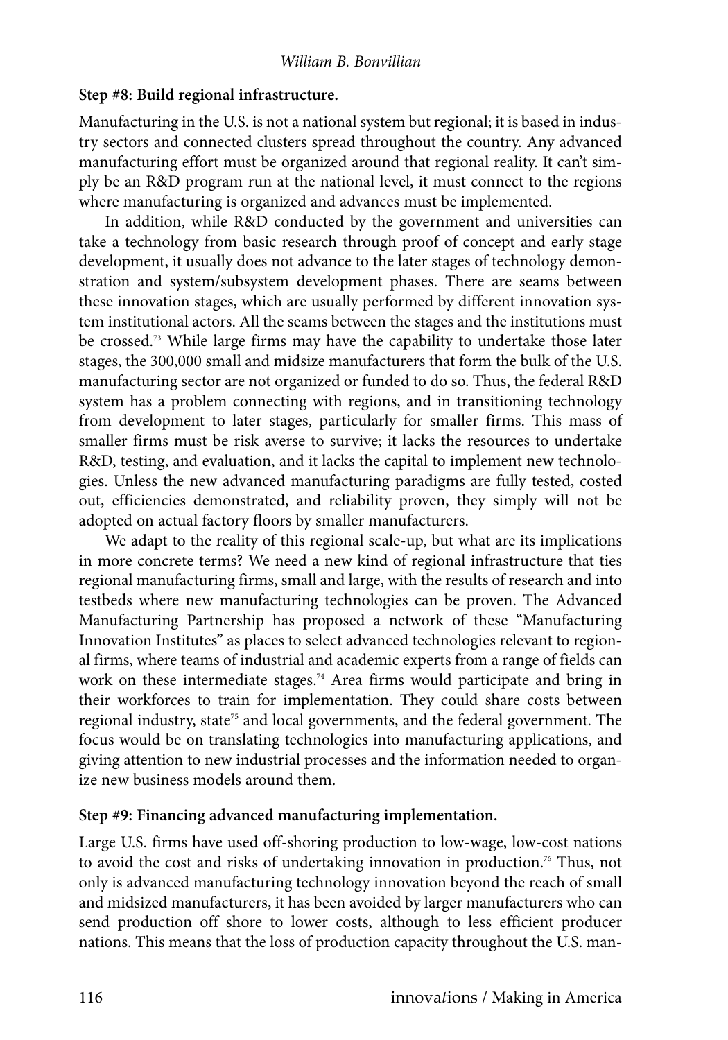**Step #8: Build regional infrastructure.**

Manufacturing in the U.S. is not a national system but regional; it is based in industry sectors and connected clusters spread throughout the country. Any advanced manufacturing effort must be organized around that regional reality. It can't simply be an R&D program run at the national level, it must connect to the regions where manufacturing is organized and advances must be implemented.

In addition, while R&D conducted by the government and universities can take a technology from basic research through proof of concept and early stage development, it usually does not advance to the later stages of technology demonstration and system/subsystem development phases. There are seams between these innovation stages, which are usually performed by different innovation system institutional actors. All the seams between the stages and the institutions must be crossed.[73] While large firms may have the capability to undertake those later stages, the 300,000 small and midsize manufacturers that form the bulk of the U.S. manufacturing sector are not organized or funded to do so. Thus, the federal R&D system has a problem connecting with regions, and in transitioning technology from development to later stages, particularly for smaller firms. This mass of smaller firms must be risk averse to survive; it lacks the resources to undertake R&D, testing, and evaluation, and it lacks the capital to implement new technologies. Unless the new advanced manufacturing paradigms are fully tested, costed out, efficiencies demonstrated, and reliability proven, they simply will not be adopted on actual factory floors by smaller manufacturers.

We adapt to the reality of this regional scale-up, but what are its implications in more concrete terms? We need a new kind of regional infrastructure that ties regional manufacturing firms, small and large, with the results of research and into testbeds where new manufacturing technologies can be proven. The Advanced Manufacturing Partnership has proposed a network of these "Manufacturing Innovation Institutes" as places to select advanced technologies relevant to regional firms, where teams of industrial and academic experts from a range of fields can work on these intermediate stages.[74] Area firms would participate and bring in their workforces to train for implementation. They could share costs between regional industry, state[75] and local governments, and the federal government. The focus would be on translating technologies into manufacturing applications, and giving attention to new industrial processes and the information needed to organize new business models around them.

**Step #9: Financing advanced manufacturing implementation.**

Large U.S. firms have used off-shoring production to low-wage, low-cost nations to avoid the cost and risks of undertaking innovation in production.[76] Thus, not only is advanced manufacturing technology innovation beyond the reach of small and midsized manufacturers, it has been avoided by larger manufacturers who can send production off shore to lower costs, although to less efficient producer nations. This means that the loss of production capacity throughout the U.S. man-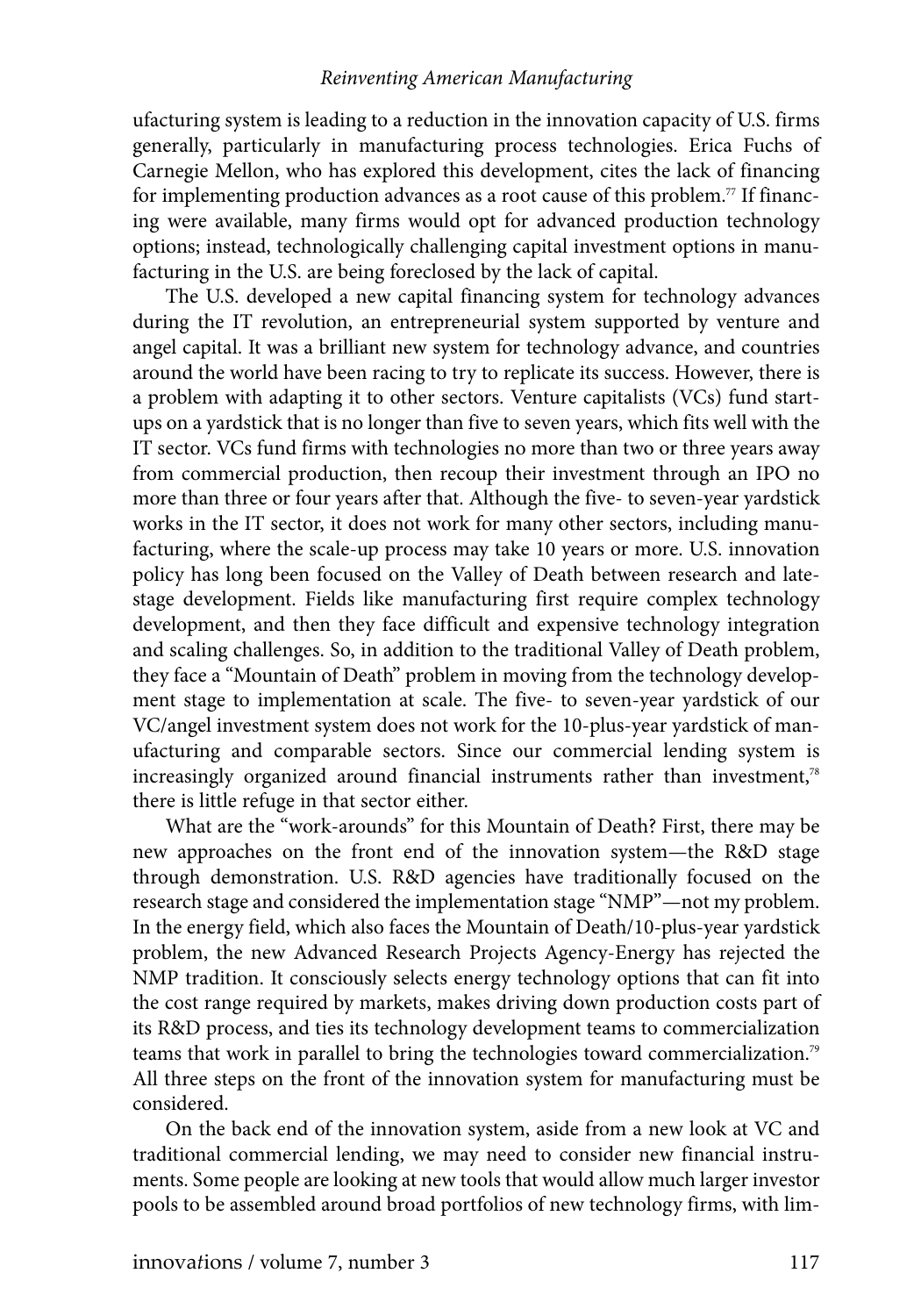ufacturing system is leading to a reduction in the innovation capacity of U.S. firms generally, particularly in manufacturing process technologies. Erica Fuchs of Carnegie Mellon, who has explored this development, cites the lack of financing for implementing production advances as a root cause of this problem.[77] If financing were available, many firms would opt for advanced production technology options; instead, technologically challenging capital investment options in manufacturing in the U.S. are being foreclosed by the lack of capital.

The U.S. developed a new capital financing system for technology advances during the IT revolution, an entrepreneurial system supported by venture and angel capital. It was a brilliant new system for technology advance, and countries around the world have been racing to try to replicate its success. However, there is a problem with adapting it to other sectors. Venture capitalists (VCs) fund startups on a yardstick that is no longer than five to seven years, which fits well with the IT sector. VCs fund firms with technologies no more than two or three years away from commercial production, then recoup their investment through an IPO no more than three or four years after that. Although the five- to seven-year yardstick works in the IT sector, it does not work for many other sectors, including manufacturing, where the scale-up process may take 10 years or more. U.S. innovation policy has long been focused on the Valley of Death between research and late-stage development. Fields like manufacturing first require complex technology development, and then they face difficult and expensive technology integration and scaling challenges. So, in addition to the traditional Valley of Death problem, they face a "Mountain of Death" problem in moving from the technology development stage to implementation at scale. The five- to seven-year yardstick of our VC/angel investment system does not work for the 10-plus-year yardstick of manufacturing and comparable sectors. Since our commercial lending system is increasingly organized around financial instruments rather than investment,[78] there is little refuge in that sector either.

What are the "work-arounds" for this Mountain of Death? First, there may be new approaches on the front end of the innovation system—the R&D stage through demonstration. U.S. R&D agencies have traditionally focused on the research stage and considered the implementation stage "NMP"—not my problem. In the energy field, which also faces the Mountain of Death/10-plus-year yardstick problem, the new Advanced Research Projects Agency-Energy has rejected the NMP tradition. It consciously selects energy technology options that can fit into the cost range required by markets, makes driving down production costs part of its R&D process, and ties its technology development teams to commercialization teams that work in parallel to bring the technologies toward commercialization.[79] All three steps on the front of the innovation system for manufacturing must be considered.

On the back end of the innovation system, aside from a new look at VC and traditional commercial lending, we may need to consider new financial instruments. Some people are looking at new tools that would allow much larger investor pools to be assembled around broad portfolios of new technology firms, with lim-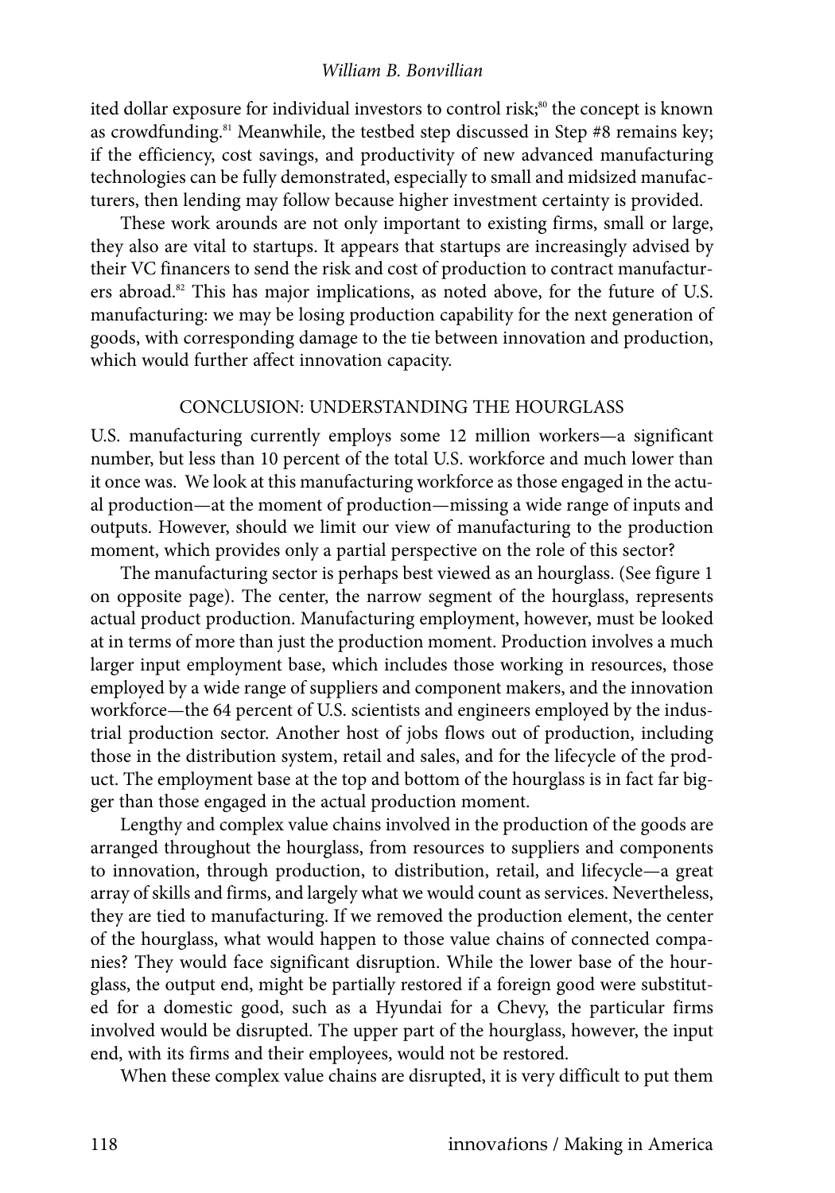ited dollar exposure for individual investors to control risk;[80] the concept is known as crowdfunding.[81] Meanwhile, the testbed step discussed in Step #8 remains key; if the efficiency, cost savings, and productivity of new advanced manufacturing technologies can be fully demonstrated, especially to small and midsized manufacturers, then lending may follow because higher investment certainty is provided.

These work arounds are not only important to existing firms, small or large, they also are vital to startups. It appears that startups are increasingly advised by their VC financers to send the risk and cost of production to contract manufacturers abroad.[82] This has major implications, as noted above, for the future of U.S. manufacturing: we may be losing production capability for the next generation of goods, with corresponding damage to the tie between innovation and production, which would further affect innovation capacity.

## CONCLUSION: UNDERSTANDING THE HOURGLASS

U.S. manufacturing currently employs some 12 million workers—a significant number, but less than 10 percent of the total U.S. workforce and much lower than it once was. We look at this manufacturing workforce as those engaged in the actual production—at the moment of production—missing a wide range of inputs and outputs. However, should we limit our view of manufacturing to the production moment, which provides only a partial perspective on the role of this sector?

The manufacturing sector is perhaps best viewed as an hourglass. (See figure 1 on opposite page). The center, the narrow segment of the hourglass, represents actual product production. Manufacturing employment, however, must be looked at in terms of more than just the production moment. Production involves a much larger input employment base, which includes those working in resources, those employed by a wide range of suppliers and component makers, and the innovation workforce—the 64 percent of U.S. scientists and engineers employed by the industrial production sector. Another host of jobs flows out of production, including those in the distribution system, retail and sales, and for the lifecycle of the product. The employment base at the top and bottom of the hourglass is in fact far bigger than those engaged in the actual production moment.

Lengthy and complex value chains involved in the production of the goods are arranged throughout the hourglass, from resources to suppliers and components to innovation, through production, to distribution, retail, and lifecycle—a great array of skills and firms, and largely what we would count as services. Nevertheless, they are tied to manufacturing. If we removed the production element, the center of the hourglass, what would happen to those value chains of connected companies? They would face significant disruption. While the lower base of the hourglass, the output end, might be partially restored if a foreign good were substituted for a domestic good, such as a Hyundai for a Chevy, the particular firms involved would be disrupted. The upper part of the hourglass, however, the input end, with its firms and their employees, would not be restored.

When these complex value chains are disrupted, it is very difficult to put them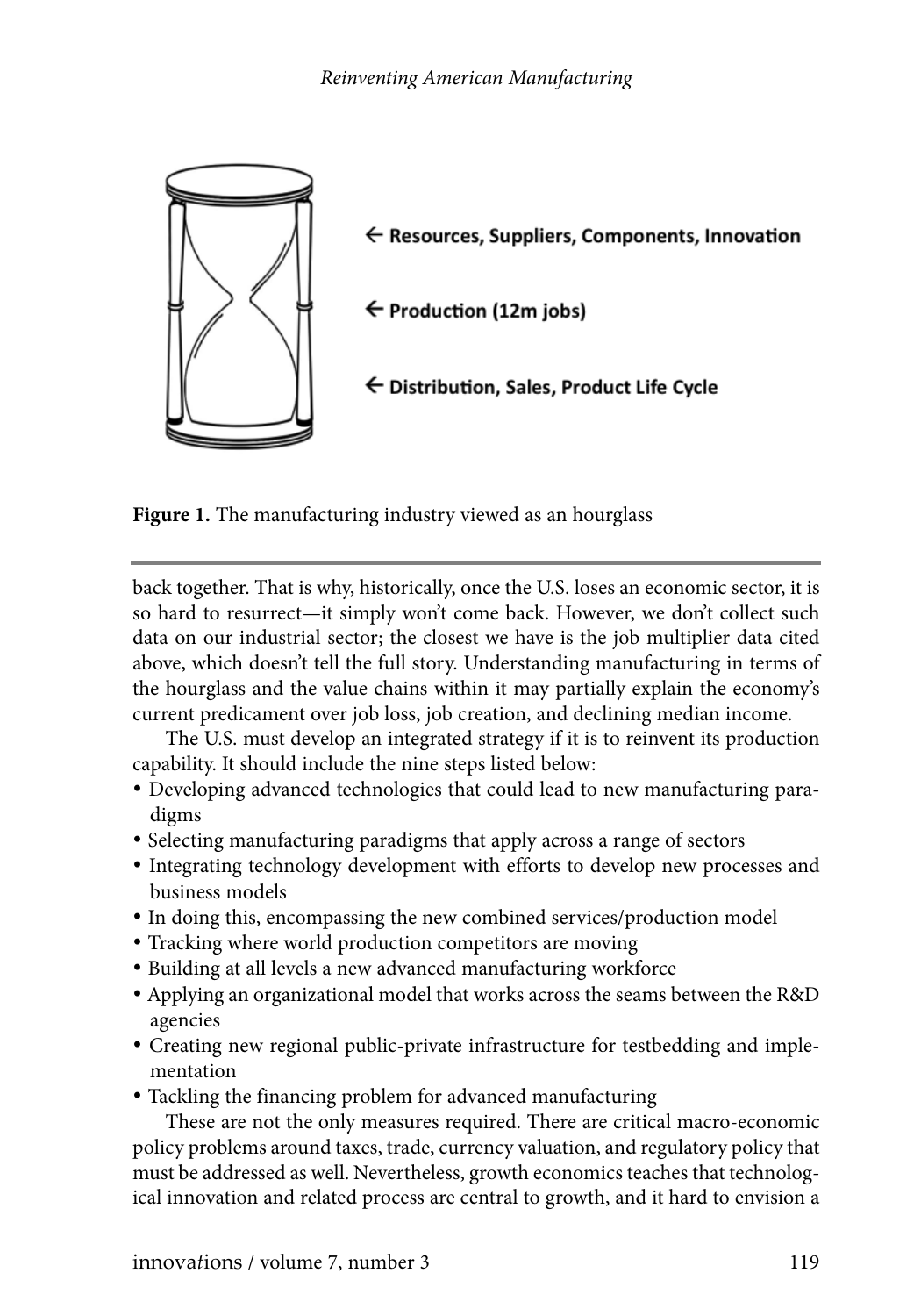← Resources, Suppliers, Components, Innovation

← Production (12m jobs)

← Distribution, Sales, Product Life Cycle

**Figure 1.** The manufacturing industry viewed as an hourglass

back together. That is why, historically, once the U.S. loses an economic sector, it is so hard to resurrect—it simply won't come back. However, we don't collect such data on our industrial sector; the closest we have is the job multiplier data cited above, which doesn't tell the full story. Understanding manufacturing in terms of the hourglass and the value chains within it may partially explain the economy's current predicament over job loss, job creation, and declining median income.

The U.S. must develop an integrated strategy if it is to reinvent its production capability. It should include the nine steps listed below:

- Developing advanced technologies that could lead to new manufacturing paradigms
- Selecting manufacturing paradigms that apply across a range of sectors
- Integrating technology development with efforts to develop new processes and business models
- In doing this, encompassing the new combined services/production model
- Tracking where world production competitors are moving
- Building at all levels a new advanced manufacturing workforce
- Applying an organizational model that works across the seams between the R&D agencies
- Creating new regional public-private infrastructure for testbedding and implementation
- Tackling the financing problem for advanced manufacturing

These are not the only measures required. There are critical macro-economic policy problems around taxes, trade, currency valuation, and regulatory policy that must be addressed as well. Nevertheless, growth economics teaches that technological innovation and related process are central to growth, and it hard to envision a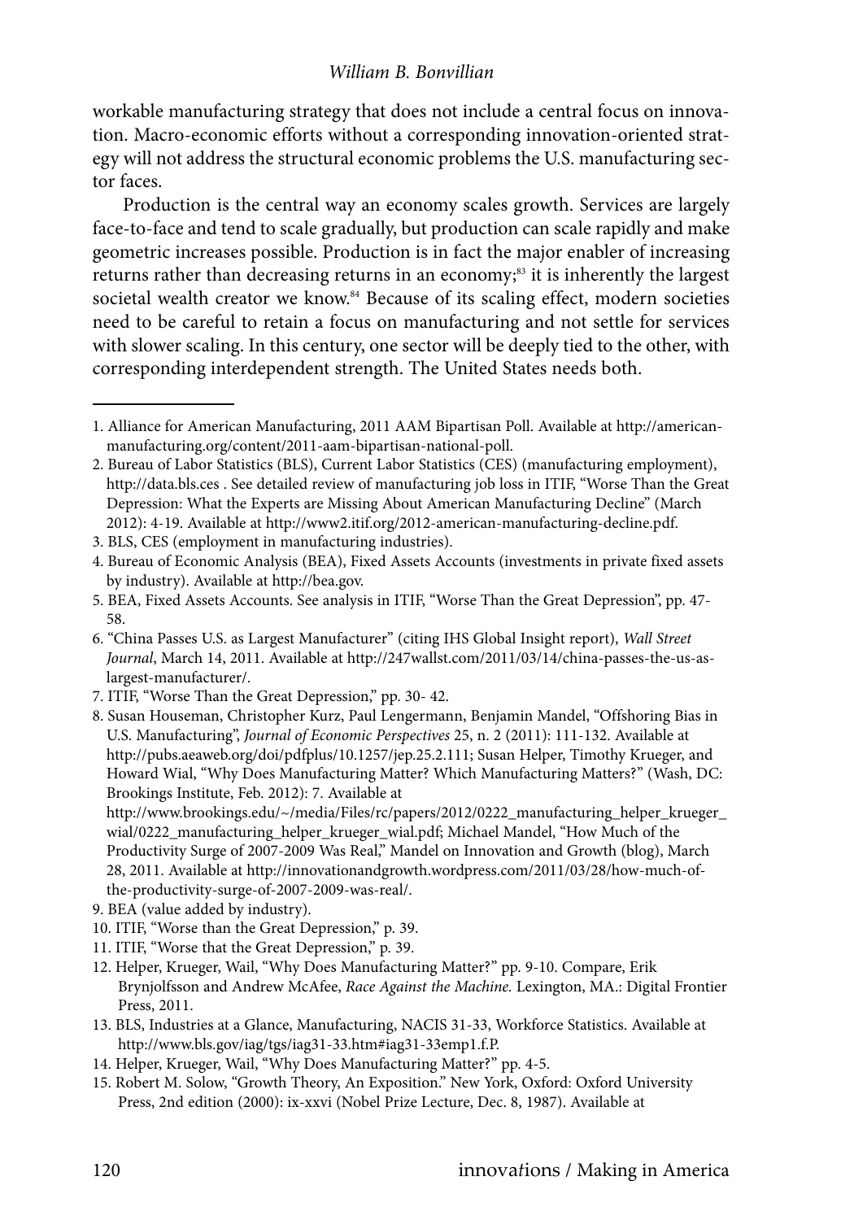workable manufacturing strategy that does not include a central focus on innovation. Macro-economic efforts without a corresponding innovation-oriented strategy will not address the structural economic problems the U.S. manufacturing sector faces.

Production is the central way an economy scales growth. Services are largely face-to-face and tend to scale gradually, but production can scale rapidly and make geometric increases possible. Production is in fact the major enabler of increasing returns rather than decreasing returns in an economy;[83] it is inherently the largest societal wealth creator we know.[84] Because of its scaling effect, modern societies need to be careful to retain a focus on manufacturing and not settle for services with slower scaling. In this century, one sector will be deeply tied to the other, with corresponding interdependent strength. The United States needs both.

---

1. Alliance for American Manufacturing, 2011 AAM Bipartisan Poll. Available at http://americanmanufacturing.org/content/2011-aam-bipartisan-national-poll.
2. Bureau of Labor Statistics (BLS), Current Labor Statistics (CES) (manufacturing employment), http://data.bls.ces . See detailed review of manufacturing job loss in ITIF, "Worse Than the Great Depression: What the Experts are Missing About American Manufacturing Decline" (March 2012): 4-19. Available at http://www2.itif.org/2012-american-manufacturing-decline.pdf.
3. BLS, CES (employment in manufacturing industries).
4. Bureau of Economic Analysis (BEA), Fixed Assets Accounts (investments in private fixed assets by industry). Available at http://bea.gov.
5. BEA, Fixed Assets Accounts. See analysis in ITIF, "Worse Than the Great Depression", pp. 47-58.
6. "China Passes U.S. as Largest Manufacturer" (citing IHS Global Insight report), *Wall Street Journal*, March 14, 2011. Available at http://247wallst.com/2011/03/14/china-passes-the-us-as-largest-manufacturer/.
7. ITIF, "Worse Than the Great Depression," pp. 30- 42.
8. Susan Houseman, Christopher Kurz, Paul Lengermann, Benjamin Mandel, "Offshoring Bias in U.S. Manufacturing", *Journal of Economic Perspectives* 25, n. 2 (2011): 111-132. Available at http://pubs.aeaweb.org/doi/pdfplus/10.1257/jep.25.2.111; Susan Helper, Timothy Krueger, and Howard Wial, "Why Does Manufacturing Matter? Which Manufacturing Matters?" (Wash, DC: Brookings Institute, Feb. 2012): 7. Available at http://www.brookings.edu/~/media/Files/rc/papers/2012/0222_manufacturing_helper_krueger_wial/0222_manufacturing_helper_krueger_wial.pdf; Michael Mandel, "How Much of the Productivity Surge of 2007-2009 Was Real," Mandel on Innovation and Growth (blog), March 28, 2011. Available at http://innovationandgrowth.wordpress.com/2011/03/28/how-much-of-the-productivity-surge-of-2007-2009-was-real/.
9. BEA (value added by industry).
10. ITIF, "Worse than the Great Depression," p. 39.
11. ITIF, "Worse that the Great Depression," p. 39.
12. Helper, Krueger, Wail, "Why Does Manufacturing Matter?" pp. 9-10. Compare, Erik Brynjolfsson and Andrew McAfee, *Race Against the Machine.* Lexington, MA.: Digital Frontier Press, 2011.
13. BLS, Industries at a Glance, Manufacturing, NACIS 31-33, Workforce Statistics. Available at http://www.bls.gov/iag/tgs/iag31-33.htm#iag31-33emp1.f.P.
14. Helper, Krueger, Wail, "Why Does Manufacturing Matter?" pp. 4-5.
15. Robert M. Solow, "Growth Theory, An Exposition." New York, Oxford: Oxford University Press, 2nd edition (2000): ix-xxvi (Nobel Prize Lecture, Dec. 8, 1987). Available at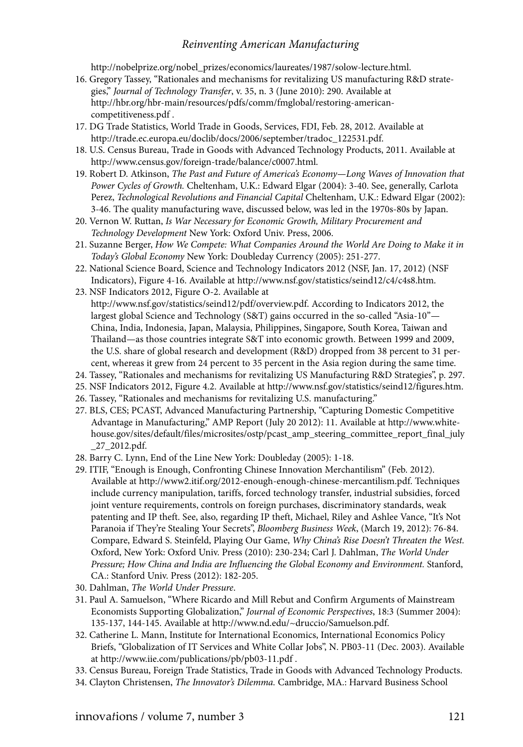http://nobelprize.org/nobel_prizes/economics/laureates/1987/solow-lecture.html.

16. Gregory Tassey, "Rationales and mechanisms for revitalizing US manufacturing R&D strategies," *Journal of Technology Transfer*, v. 35, n. 3 (June 2010): 290. Available at http://hbr.org/hbr-main/resources/pdfs/comm/fmglobal/restoring-american-competitiveness.pdf .
17. DG Trade Statistics, World Trade in Goods, Services, FDI, Feb. 28, 2012. Available at http://trade.ec.europa.eu/doclib/docs/2006/september/tradoc_122531.pdf.
18. U.S. Census Bureau, Trade in Goods with Advanced Technology Products, 2011. Available at http://www.census.gov/foreign-trade/balance/c0007.html.
19. Robert D. Atkinson, *The Past and Future of America's Economy—Long Waves of Innovation that Power Cycles of Growth.* Cheltenham, U.K.: Edward Elgar (2004): 3-40. See, generally, Carlota Perez, *Technological Revolutions and Financial Capital* Cheltenham, U.K.: Edward Elgar (2002): 3-46. The quality manufacturing wave, discussed below, was led in the 1970s-80s by Japan.
20. Vernon W. Ruttan, *Is War Necessary for Economic Growth, Military Procurement and Technology Development* New York: Oxford Univ. Press, 2006.
21. Suzanne Berger, *How We Compete: What Companies Around the World Are Doing to Make it in Today's Global Economy* New York: Doubleday Currency (2005): 251-277.
22. National Science Board, Science and Technology Indicators 2012 (NSF, Jan. 17, 2012) (NSF Indicators), Figure 4-16. Available at http://www.nsf.gov/statistics/seind12/c4/c4s8.htm.
23. NSF Indicators 2012, Figure O-2. Available at http://www.nsf.gov/statistics/seind12/pdf/overview.pdf. According to Indicators 2012, the largest global Science and Technology (S&T) gains occurred in the so-called "Asia-10"—China, India, Indonesia, Japan, Malaysia, Philippines, Singapore, South Korea, Taiwan and Thailand—as those countries integrate S&T into economic growth. Between 1999 and 2009, the U.S. share of global research and development (R&D) dropped from 38 percent to 31 percent, whereas it grew from 24 percent to 35 percent in the Asia region during the same time.
24. Tassey, "Rationales and mechanisms for revitalizing US Manufacturing R&D Strategies", p. 297.
25. NSF Indicators 2012, Figure 4.2. Available at http://www.nsf.gov/statistics/seind12/figures.htm.
26. Tassey, "Rationales and mechanisms for revitalizing U.S. manufacturing."
27. BLS, CES; PCAST, Advanced Manufacturing Partnership, "Capturing Domestic Competitive Advantage in Manufacturing," AMP Report (July 20 2012): 11. Available at http://www.whitehouse.gov/sites/default/files/microsites/ostp/pcast_amp_steering_committee_report_final_july_27_2012.pdf.
28. Barry C. Lynn, End of the Line New York: Doubleday (2005): 1-18.
29. ITIF, "Enough is Enough, Confronting Chinese Innovation Merchantilism" (Feb. 2012). Available at http://www2.itif.org/2012-enough-enough-chinese-mercantilism.pdf. Techniques include currency manipulation, tariffs, forced technology transfer, industrial subsidies, forced joint venture requirements, controls on foreign purchases, discriminatory standards, weak patenting and IP theft. See, also, regarding IP theft, Michael, Riley and Ashlee Vance, "It's Not Paranoia if They're Stealing Your Secrets", *Bloomberg Business Week*, (March 19, 2012): 76-84. Compare, Edward S. Steinfeld, Playing Our Game, *Why China's Rise Doesn't Threaten the West.* Oxford, New York: Oxford Univ. Press (2010): 230-234; Carl J. Dahlman, *The World Under Pressure; How China and India are Influencing the Global Economy and Environment.* Stanford, CA.: Stanford Univ. Press (2012): 182-205.
30. Dahlman, *The World Under Pressure*.
31. Paul A. Samuelson, "Where Ricardo and Mill Rebut and Confirm Arguments of Mainstream Economists Supporting Globalization," *Journal of Economic Perspectives*, 18:3 (Summer 2004): 135-137, 144-145. Available at http://www.nd.edu/~druccio/Samuelson.pdf.
32. Catherine L. Mann, Institute for International Economics, International Economics Policy Briefs, "Globalization of IT Services and White Collar Jobs", N. PB03-11 (Dec. 2003). Available at http://www.iie.com/publications/pb/pb03-11.pdf .
33. Census Bureau, Foreign Trade Statistics, Trade in Goods with Advanced Technology Products.
34. Clayton Christensen, *The Innovator's Dilemma.* Cambridge, MA.: Harvard Business School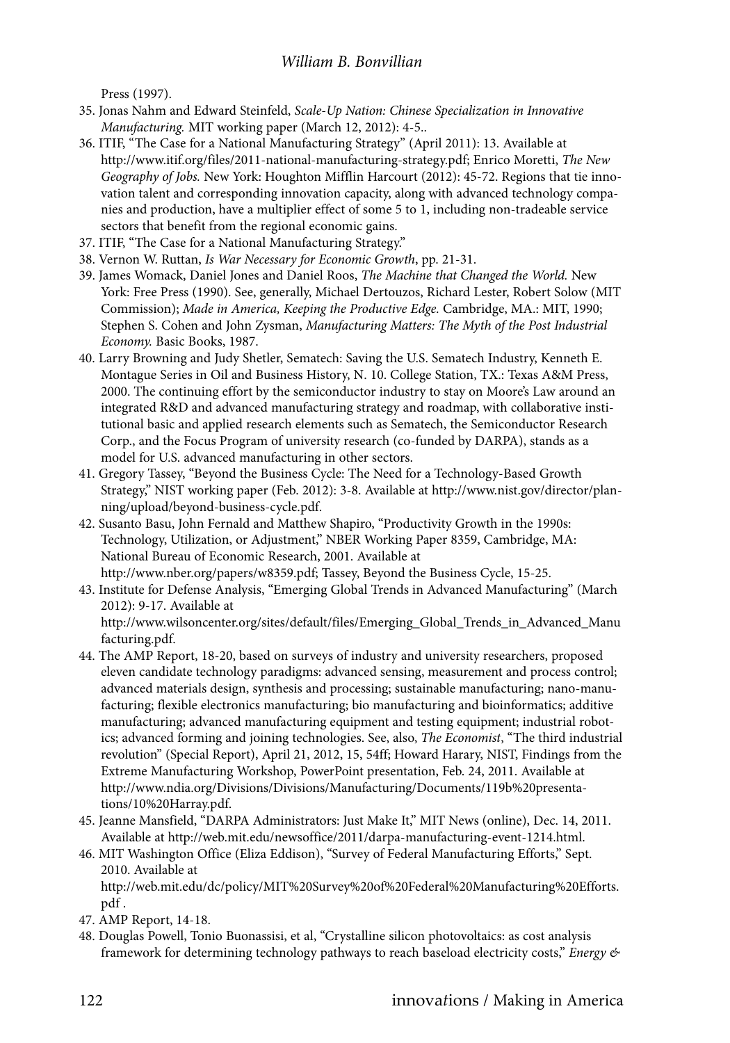Press (1997).

35. Jonas Nahm and Edward Steinfeld, *Scale-Up Nation: Chinese Specialization in Innovative Manufacturing.* MIT working paper (March 12, 2012): 4-5..
36. ITIF, "The Case for a National Manufacturing Strategy" (April 2011): 13. Available at http://www.itif.org/files/2011-national-manufacturing-strategy.pdf; Enrico Moretti, *The New Geography of Jobs.* New York: Houghton Mifflin Harcourt (2012): 45-72. Regions that tie innovation talent and corresponding innovation capacity, along with advanced technology companies and production, have a multiplier effect of some 5 to 1, including non-tradeable service sectors that benefit from the regional economic gains.
37. ITIF, "The Case for a National Manufacturing Strategy."
38. Vernon W. Ruttan, *Is War Necessary for Economic Growth*, pp. 21-31.
39. James Womack, Daniel Jones and Daniel Roos, *The Machine that Changed the World.* New York: Free Press (1990). See, generally, Michael Dertouzos, Richard Lester, Robert Solow (MIT Commission); *Made in America, Keeping the Productive Edge.* Cambridge, MA.: MIT, 1990; Stephen S. Cohen and John Zysman, *Manufacturing Matters: The Myth of the Post Industrial Economy.* Basic Books, 1987.
40. Larry Browning and Judy Shetler, Sematech: Saving the U.S. Sematech Industry, Kenneth E. Montague Series in Oil and Business History, N. 10. College Station, TX.: Texas A&M Press, 2000. The continuing effort by the semiconductor industry to stay on Moore's Law around an integrated R&D and advanced manufacturing strategy and roadmap, with collaborative institutional basic and applied research elements such as Sematech, the Semiconductor Research Corp., and the Focus Program of university research (co-funded by DARPA), stands as a model for U.S. advanced manufacturing in other sectors.
41. Gregory Tassey, "Beyond the Business Cycle: The Need for a Technology-Based Growth Strategy," NIST working paper (Feb. 2012): 3-8. Available at http://www.nist.gov/director/planning/upload/beyond-business-cycle.pdf.
42. Susanto Basu, John Fernald and Matthew Shapiro, "Productivity Growth in the 1990s: Technology, Utilization, or Adjustment," NBER Working Paper 8359, Cambridge, MA: National Bureau of Economic Research, 2001. Available at http://www.nber.org/papers/w8359.pdf; Tassey, Beyond the Business Cycle, 15-25.
43. Institute for Defense Analysis, "Emerging Global Trends in Advanced Manufacturing" (March 2012): 9-17. Available at http://www.wilsoncenter.org/sites/default/files/Emerging_Global_Trends_in_Advanced_Manufacturing.pdf.
44. The AMP Report, 18-20, based on surveys of industry and university researchers, proposed eleven candidate technology paradigms: advanced sensing, measurement and process control; advanced materials design, synthesis and processing; sustainable manufacturing; nano-manufacturing; flexible electronics manufacturing; bio manufacturing and bioinformatics; additive manufacturing; advanced manufacturing equipment and testing equipment; industrial robotics; advanced forming and joining technologies. See, also, *The Economist*, "The third industrial revolution" (Special Report), April 21, 2012, 15, 54ff; Howard Harary, NIST, Findings from the Extreme Manufacturing Workshop, PowerPoint presentation, Feb. 24, 2011. Available at http://www.ndia.org/Divisions/Divisions/Manufacturing/Documents/119b%20presentations/10%20Harray.pdf.
45. Jeanne Mansfield, "DARPA Administrators: Just Make It," MIT News (online), Dec. 14, 2011. Available at http://web.mit.edu/newsoffice/2011/darpa-manufacturing-event-1214.html.
46. MIT Washington Office (Eliza Eddison), "Survey of Federal Manufacturing Efforts," Sept. 2010. Available at http://web.mit.edu/dc/policy/MIT%20Survey%20of%20Federal%20Manufacturing%20Efforts.pdf .
47. AMP Report, 14-18.
48. Douglas Powell, Tonio Buonassisi, et al, "Crystalline silicon photovoltaics: as cost analysis framework for determining technology pathways to reach baseload electricity costs," *Energy &*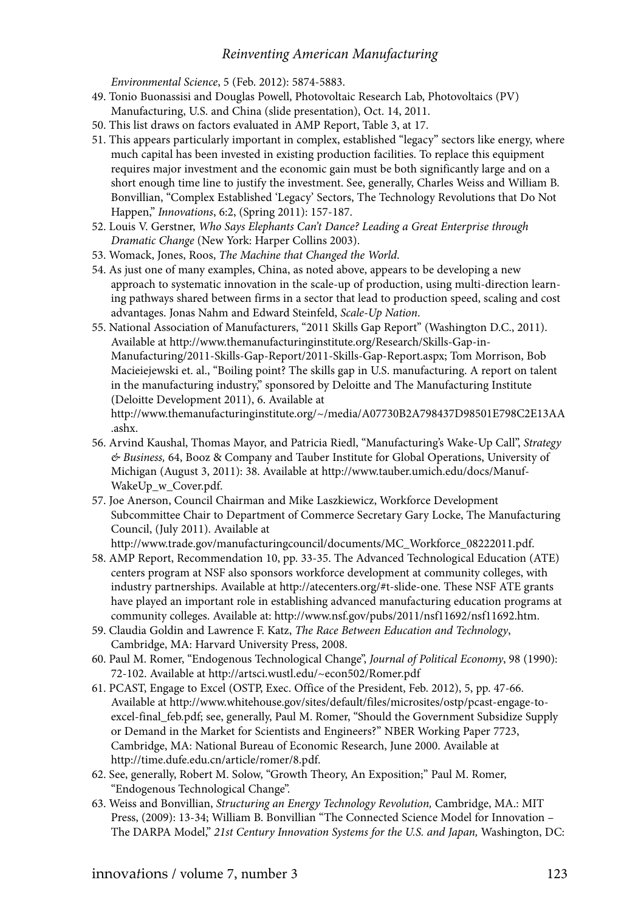*Environmental Science*, 5 (Feb. 2012): 5874-5883.

49. Tonio Buonassisi and Douglas Powell, Photovoltaic Research Lab, Photovoltaics (PV) Manufacturing, U.S. and China (slide presentation), Oct. 14, 2011.
50. This list draws on factors evaluated in AMP Report, Table 3, at 17.
51. This appears particularly important in complex, established "legacy" sectors like energy, where much capital has been invested in existing production facilities. To replace this equipment requires major investment and the economic gain must be both significantly large and on a short enough time line to justify the investment. See, generally, Charles Weiss and William B. Bonvillian, "Complex Established 'Legacy' Sectors, The Technology Revolutions that Do Not Happen," *Innovations*, 6:2, (Spring 2011): 157-187.
52. Louis V. Gerstner, *Who Says Elephants Can't Dance? Leading a Great Enterprise through Dramatic Change* (New York: Harper Collins 2003).
53. Womack, Jones, Roos, *The Machine that Changed the World*.
54. As just one of many examples, China, as noted above, appears to be developing a new approach to systematic innovation in the scale-up of production, using multi-direction learning pathways shared between firms in a sector that lead to production speed, scaling and cost advantages. Jonas Nahm and Edward Steinfeld, *Scale-Up Nation*.
55. National Association of Manufacturers, "2011 Skills Gap Report" (Washington D.C., 2011). Available at http://www.themanufacturinginstitute.org/Research/Skills-Gap-in-Manufacturing/2011-Skills-Gap-Report/2011-Skills-Gap-Report.aspx; Tom Morrison, Bob Macieiejewski et. al., "Boiling point? The skills gap in U.S. manufacturing. A report on talent in the manufacturing industry," sponsored by Deloitte and The Manufacturing Institute (Deloitte Development 2011), 6. Available at http://www.themanufacturinginstitute.org/~/media/A07730B2A798437D98501E798C2E13AA.ashx.
56. Arvind Kaushal, Thomas Mayor, and Patricia Riedl, "Manufacturing's Wake-Up Call", *Strategy & Business,* 64, Booz & Company and Tauber Institute for Global Operations, University of Michigan (August 3, 2011): 38. Available at http://www.tauber.umich.edu/docs/Manuf-WakeUp_w_Cover.pdf.
57. Joe Anerson, Council Chairman and Mike Laszkiewicz, Workforce Development Subcommittee Chair to Department of Commerce Secretary Gary Locke, The Manufacturing Council, (July 2011). Available at http://www.trade.gov/manufacturingcouncil/documents/MC_Workforce_08222011.pdf.
58. AMP Report, Recommendation 10, pp. 33-35. The Advanced Technological Education (ATE) centers program at NSF also sponsors workforce development at community colleges, with industry partnerships. Available at http://atecenters.org/#t-slide-one. These NSF ATE grants have played an important role in establishing advanced manufacturing education programs at community colleges. Available at: http://www.nsf.gov/pubs/2011/nsf11692/nsf11692.htm.
59. Claudia Goldin and Lawrence F. Katz, *The Race Between Education and Technology*, Cambridge, MA: Harvard University Press, 2008.
60. Paul M. Romer, "Endogenous Technological Change", *Journal of Political Economy*, 98 (1990): 72-102. Available at http://artsci.wustl.edu/~econ502/Romer.pdf
61. PCAST, Engage to Excel (OSTP, Exec. Office of the President, Feb. 2012), 5, pp. 47-66. Available at http://www.whitehouse.gov/sites/default/files/microsites/ostp/pcast-engage-to-excel-final_feb.pdf; see, generally, Paul M. Romer, "Should the Government Subsidize Supply or Demand in the Market for Scientists and Engineers?" NBER Working Paper 7723, Cambridge, MA: National Bureau of Economic Research, June 2000. Available at http://time.dufe.edu.cn/article/romer/8.pdf.
62. See, generally, Robert M. Solow, "Growth Theory, An Exposition;" Paul M. Romer, "Endogenous Technological Change".
63. Weiss and Bonvillian, *Structuring an Energy Technology Revolution,* Cambridge, MA.: MIT Press, (2009): 13-34; William B. Bonvillian "The Connected Science Model for Innovation – The DARPA Model," *21st Century Innovation Systems for the U.S. and Japan,* Washington, DC: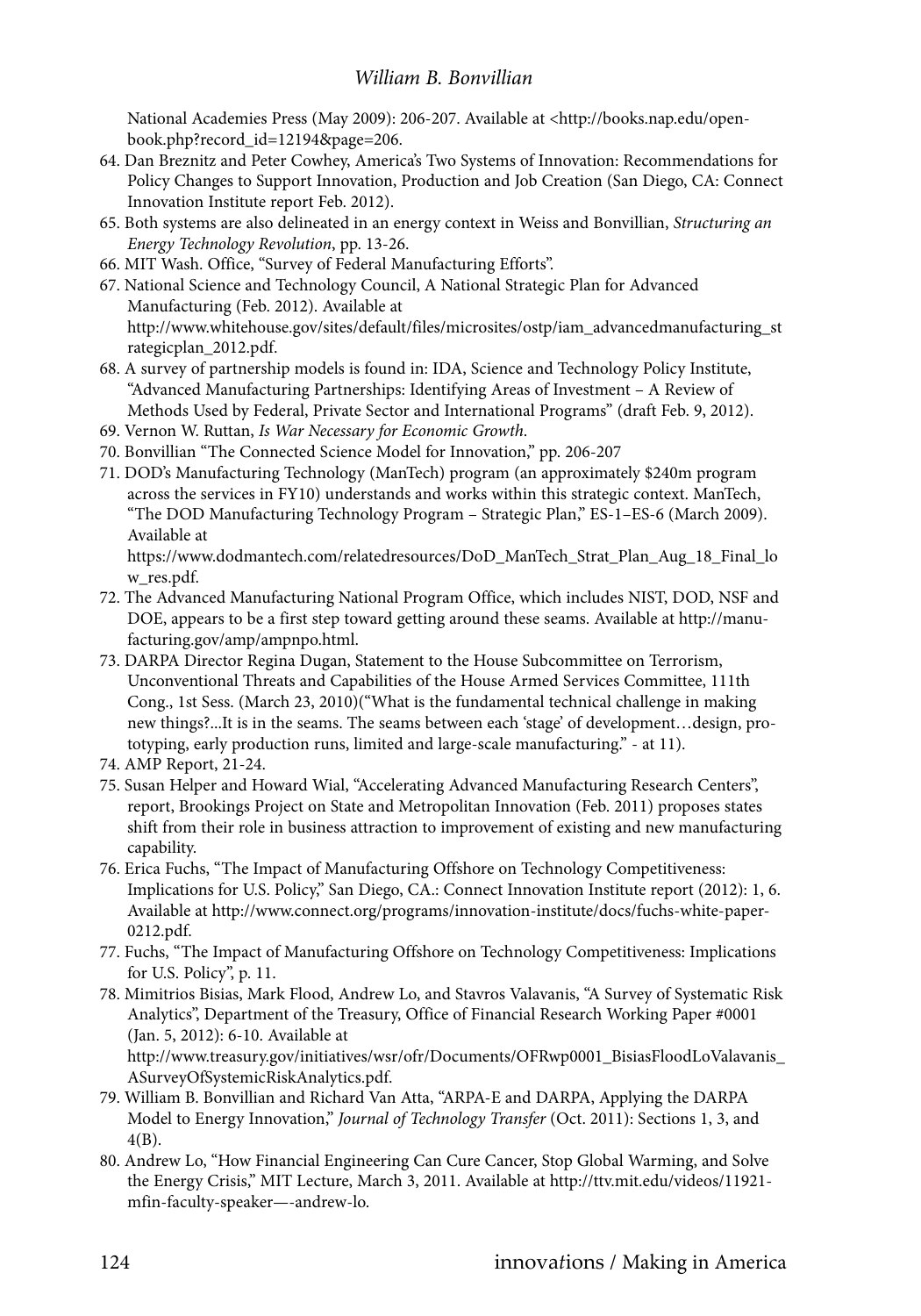National Academies Press (May 2009): 206-207. Available at <http://books.nap.edu/openbook.php?record_id=12194&page=206.

64. Dan Breznitz and Peter Cowhey, America's Two Systems of Innovation: Recommendations for Policy Changes to Support Innovation, Production and Job Creation (San Diego, CA: Connect Innovation Institute report Feb. 2012).
65. Both systems are also delineated in an energy context in Weiss and Bonvillian, *Structuring an Energy Technology Revolution*, pp. 13-26.
66. MIT Wash. Office, "Survey of Federal Manufacturing Efforts".
67. National Science and Technology Council, A National Strategic Plan for Advanced Manufacturing (Feb. 2012). Available at http://www.whitehouse.gov/sites/default/files/microsites/ostp/iam_advancedmanufacturing_strategicplan_2012.pdf.
68. A survey of partnership models is found in: IDA, Science and Technology Policy Institute, "Advanced Manufacturing Partnerships: Identifying Areas of Investment – A Review of Methods Used by Federal, Private Sector and International Programs" (draft Feb. 9, 2012).
69. Vernon W. Ruttan, *Is War Necessary for Economic Growth*.
70. Bonvillian "The Connected Science Model for Innovation," pp. 206-207
71. DOD's Manufacturing Technology (ManTech) program (an approximately $240m program across the services in FY10) understands and works within this strategic context. ManTech, "The DOD Manufacturing Technology Program – Strategic Plan," ES-1–ES-6 (March 2009). Available at https://www.dodmantech.com/relatedresources/DoD_ManTech_Strat_Plan_Aug_18_Final_low_res.pdf.
72. The Advanced Manufacturing National Program Office, which includes NIST, DOD, NSF and DOE, appears to be a first step toward getting around these seams. Available at http://manufacturing.gov/amp/ampnpo.html.
73. DARPA Director Regina Dugan, Statement to the House Subcommittee on Terrorism, Unconventional Threats and Capabilities of the House Armed Services Committee, 111th Cong., 1st Sess. (March 23, 2010)("What is the fundamental technical challenge in making new things?...It is in the seams. The seams between each 'stage' of development…design, prototyping, early production runs, limited and large-scale manufacturing." - at 11).
74. AMP Report, 21-24.
75. Susan Helper and Howard Wial, "Accelerating Advanced Manufacturing Research Centers", report, Brookings Project on State and Metropolitan Innovation (Feb. 2011) proposes states shift from their role in business attraction to improvement of existing and new manufacturing capability.
76. Erica Fuchs, "The Impact of Manufacturing Offshore on Technology Competitiveness: Implications for U.S. Policy," San Diego, CA.: Connect Innovation Institute report (2012): 1, 6. Available at http://www.connect.org/programs/innovation-institute/docs/fuchs-white-paper-0212.pdf.
77. Fuchs, "The Impact of Manufacturing Offshore on Technology Competitiveness: Implications for U.S. Policy", p. 11.
78. Mimitrios Bisias, Mark Flood, Andrew Lo, and Stavros Valavanis, "A Survey of Systematic Risk Analytics", Department of the Treasury, Office of Financial Research Working Paper #0001 (Jan. 5, 2012): 6-10. Available at http://www.treasury.gov/initiatives/wsr/ofr/Documents/OFRwp0001_BisiasFloodLoValavanis_ASurveyOfSystemicRiskAnalytics.pdf.
79. William B. Bonvillian and Richard Van Atta, "ARPA-E and DARPA, Applying the DARPA Model to Energy Innovation," *Journal of Technology Transfer* (Oct. 2011): Sections 1, 3, and 4(B).
80. Andrew Lo, "How Financial Engineering Can Cure Cancer, Stop Global Warming, and Solve the Energy Crisis," MIT Lecture, March 3, 2011. Available at http://ttv.mit.edu/videos/11921-mfin-faculty-speaker—-andrew-lo.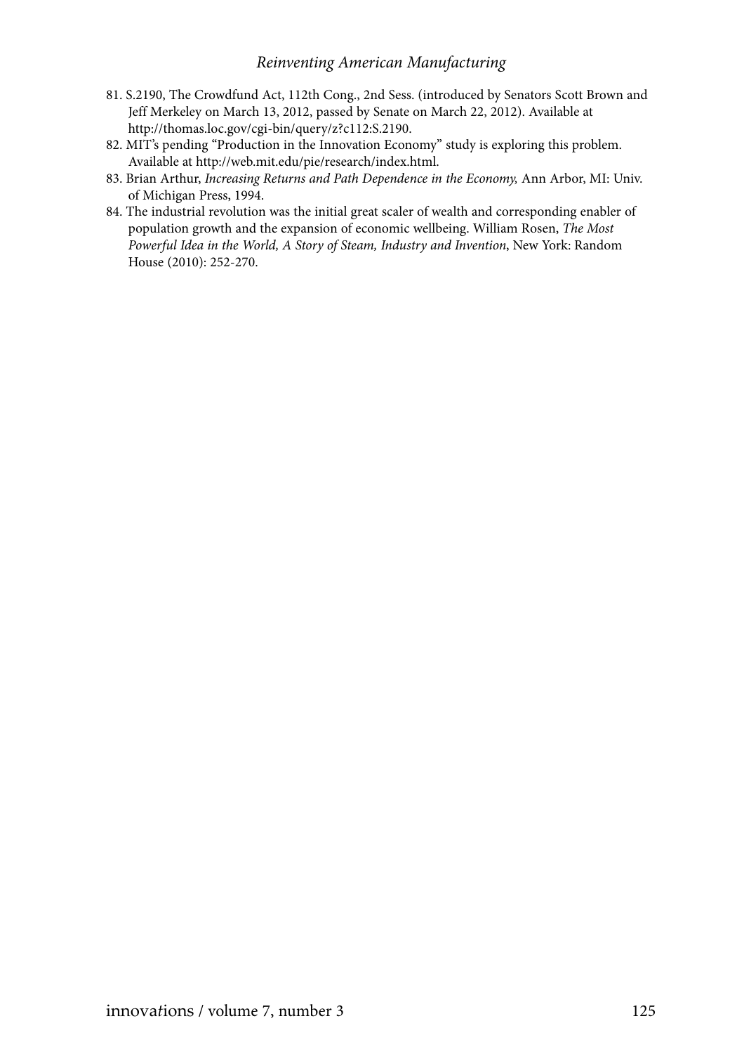81. S.2190, The Crowdfund Act, 112th Cong., 2nd Sess. (introduced by Senators Scott Brown and Jeff Merkeley on March 13, 2012, passed by Senate on March 22, 2012). Available at http://thomas.loc.gov/cgi-bin/query/z?c112:S.2190.
82. MIT's pending "Production in the Innovation Economy" study is exploring this problem. Available at http://web.mit.edu/pie/research/index.html.
83. Brian Arthur, *Increasing Returns and Path Dependence in the Economy,* Ann Arbor, MI: Univ. of Michigan Press, 1994.
84. The industrial revolution was the initial great scaler of wealth and corresponding enabler of population growth and the expansion of economic wellbeing. William Rosen, *The Most Powerful Idea in the World, A Story of Steam, Industry and Invention*, New York: Random House (2010): 252-270.